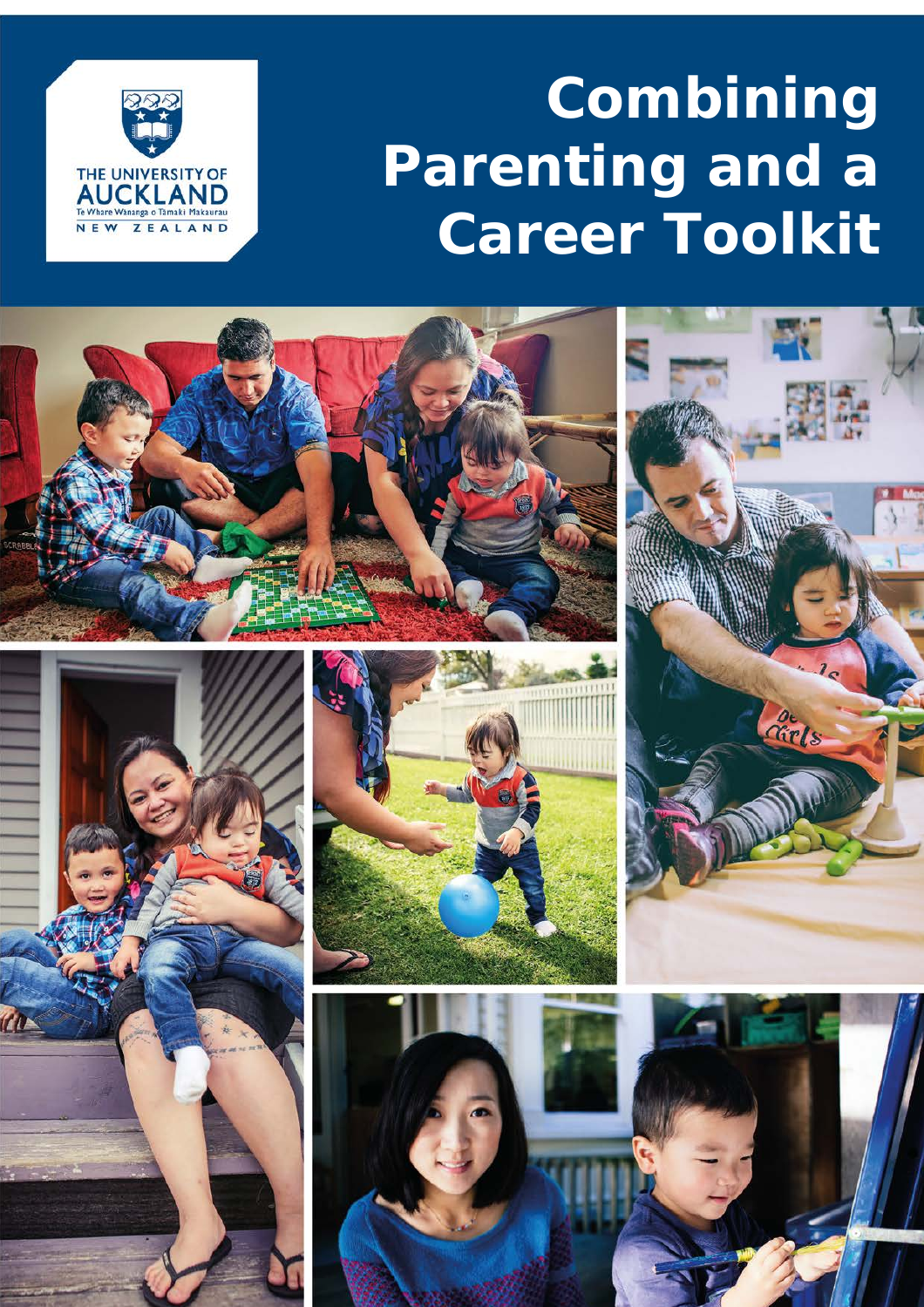THE UNIVERSITY OF AUCKLAND
Te Whare Wānanga o Tāmaki Makaurau
NEW ZEALAND

# Combining Parenting and a Career Toolkit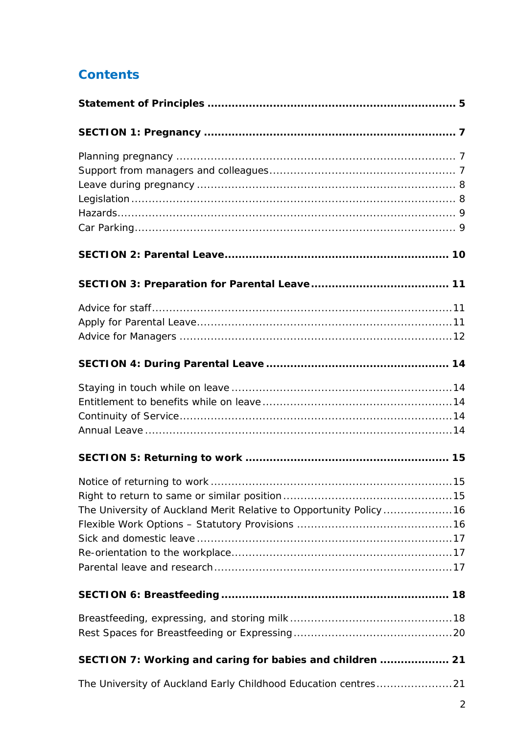# Contents

**Statement of Principles** .......... 5

**SECTION 1: Pregnancy** .......... 7

Planning pregnancy .......... 7
Support from managers and colleagues .......... 7
Leave during pregnancy .......... 8
Legislation .......... 8
Hazards .......... 9
Car Parking .......... 9

**SECTION 2: Parental Leave** .......... 10

**SECTION 3: Preparation for Parental Leave** .......... 11

Advice for staff .......... 11
Apply for Parental Leave .......... 11
Advice for Managers .......... 12

**SECTION 4: During Parental Leave** .......... 14

Staying in touch while on leave .......... 14
Entitlement to benefits while on leave .......... 14
Continuity of Service .......... 14
Annual Leave .......... 14

**SECTION 5: Returning to work** .......... 15

Notice of returning to work .......... 15
Right to return to same or similar position .......... 15
The University of Auckland Merit Relative to Opportunity Policy .......... 16
Flexible Work Options – Statutory Provisions .......... 16
Sick and domestic leave .......... 17
Re-orientation to the workplace .......... 17
Parental leave and research .......... 17

**SECTION 6: Breastfeeding** .......... 18

Breastfeeding, expressing, and storing milk .......... 18
Rest Spaces for Breastfeeding or Expressing .......... 20

**SECTION 7: Working and caring for babies and children** .......... 21

The University of Auckland Early Childhood Education centres .......... 21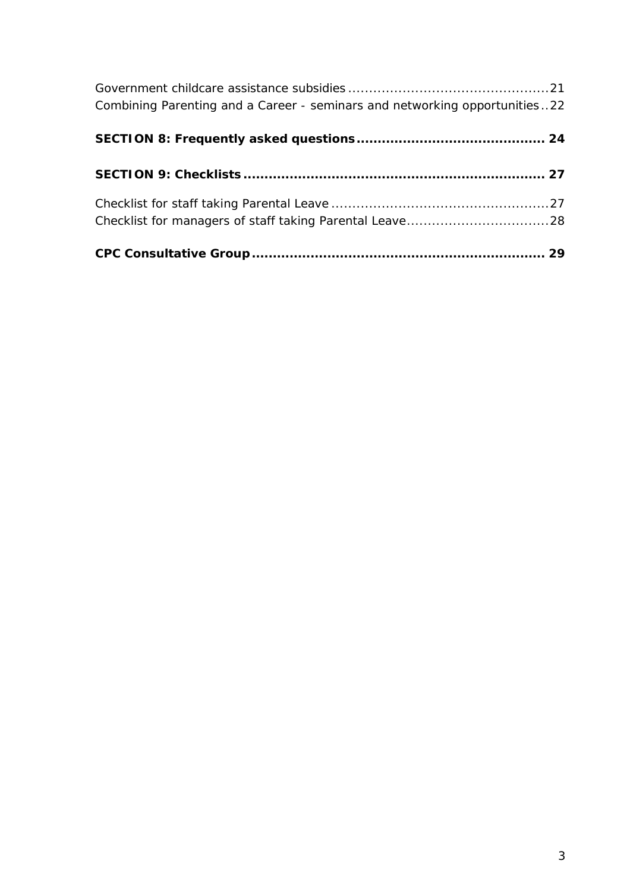Government childcare assistance subsidies ............................................... 21
Combining Parenting and a Career - seminars and networking opportunities .. 22

**SECTION 8: Frequently asked questions ........................................... 24**

**SECTION 9: Checklists ...................................................................... 27**

Checklist for staff taking Parental Leave ................................................... 27
Checklist for managers of staff taking Parental Leave................................. 28

**CPC Consultative Group .................................................................... 29**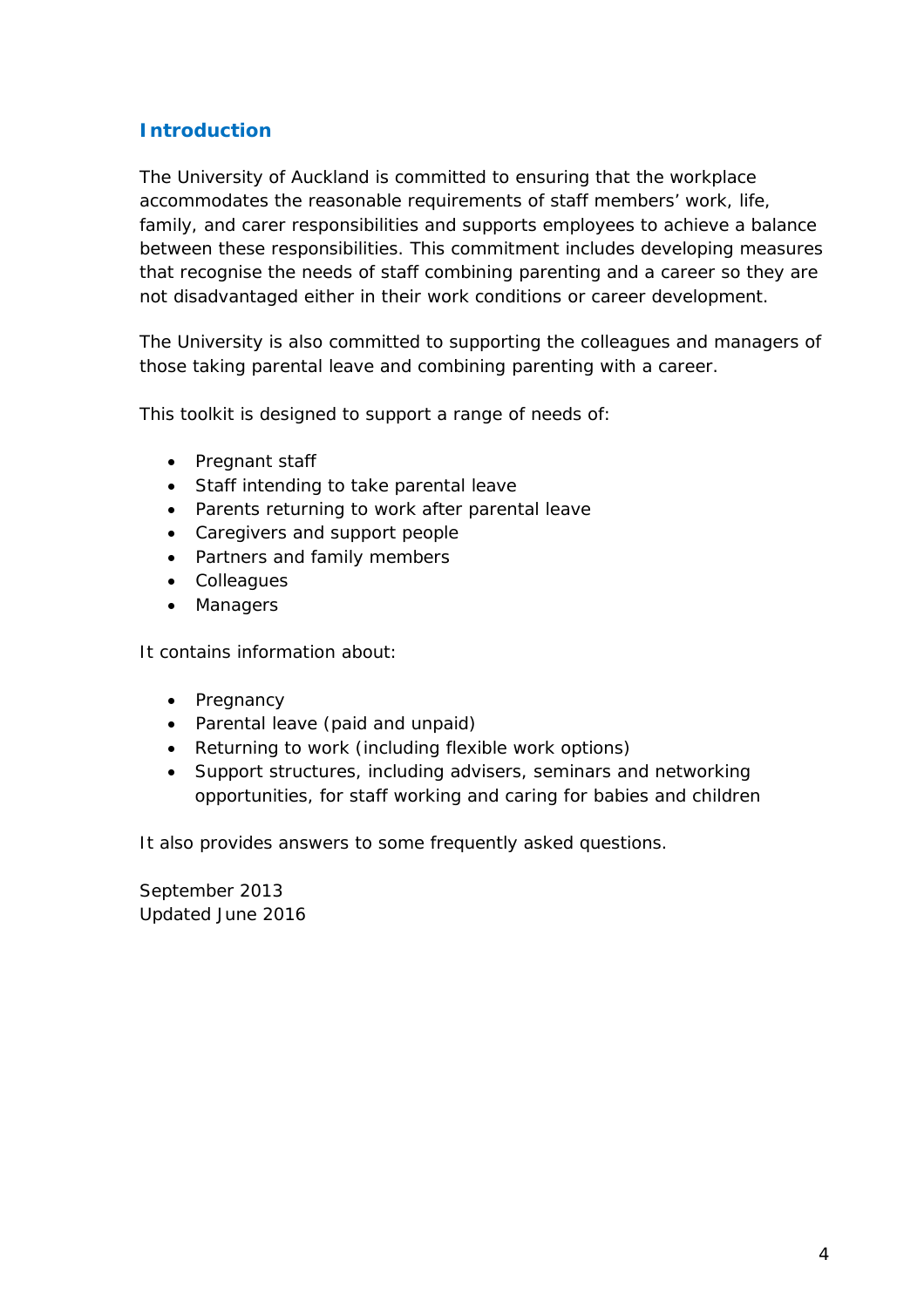## Introduction

The University of Auckland is committed to ensuring that the workplace accommodates the reasonable requirements of staff members' work, life, family, and carer responsibilities and supports employees to achieve a balance between these responsibilities. This commitment includes developing measures that recognise the needs of staff combining parenting and a career so they are not disadvantaged either in their work conditions or career development.

The University is also committed to supporting the colleagues and managers of those taking parental leave and combining parenting with a career.

This toolkit is designed to support a range of needs of:

- Pregnant staff
- Staff intending to take parental leave
- Parents returning to work after parental leave
- Caregivers and support people
- Partners and family members
- Colleagues
- Managers

It contains information about:

- Pregnancy
- Parental leave (paid and unpaid)
- Returning to work (including flexible work options)
- Support structures, including advisers, seminars and networking opportunities, for staff working and caring for babies and children

It also provides answers to some frequently asked questions.

September 2013
Updated June 2016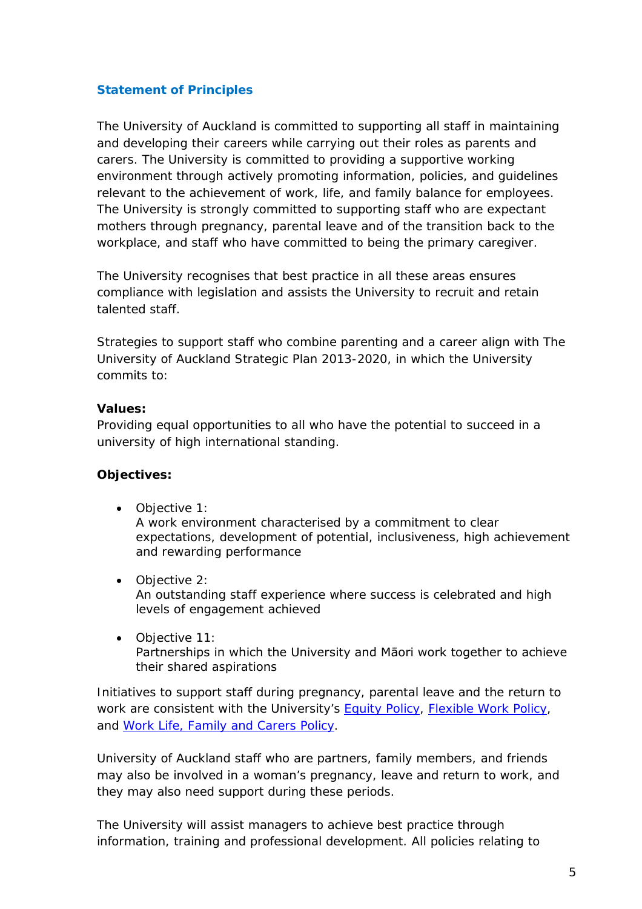## Statement of Principles

The University of Auckland is committed to supporting all staff in maintaining and developing their careers while carrying out their roles as parents and carers. The University is committed to providing a supportive working environment through actively promoting information, policies, and guidelines relevant to the achievement of work, life, and family balance for employees. The University is strongly committed to supporting staff who are expectant mothers through pregnancy, parental leave and of the transition back to the workplace, and staff who have committed to being the primary caregiver.

The University recognises that best practice in all these areas ensures compliance with legislation and assists the University to recruit and retain talented staff.

Strategies to support staff who combine parenting and a career align with The University of Auckland Strategic Plan 2013-2020, in which the University commits to:

**Values:**
Providing equal opportunities to all who have the potential to succeed in a university of high international standing.

**Objectives:**

- Objective 1:
  A work environment characterised by a commitment to clear expectations, development of potential, inclusiveness, high achievement and rewarding performance

- Objective 2:
  An outstanding staff experience where success is celebrated and high levels of engagement achieved

- Objective 11:
  Partnerships in which the University and Māori work together to achieve their shared aspirations

Initiatives to support staff during pregnancy, parental leave and the return to work are consistent with the University's Equity Policy, Flexible Work Policy, and Work Life, Family and Carers Policy.

University of Auckland staff who are partners, family members, and friends may also be involved in a woman's pregnancy, leave and return to work, and they may also need support during these periods.

The University will assist managers to achieve best practice through information, training and professional development. All policies relating to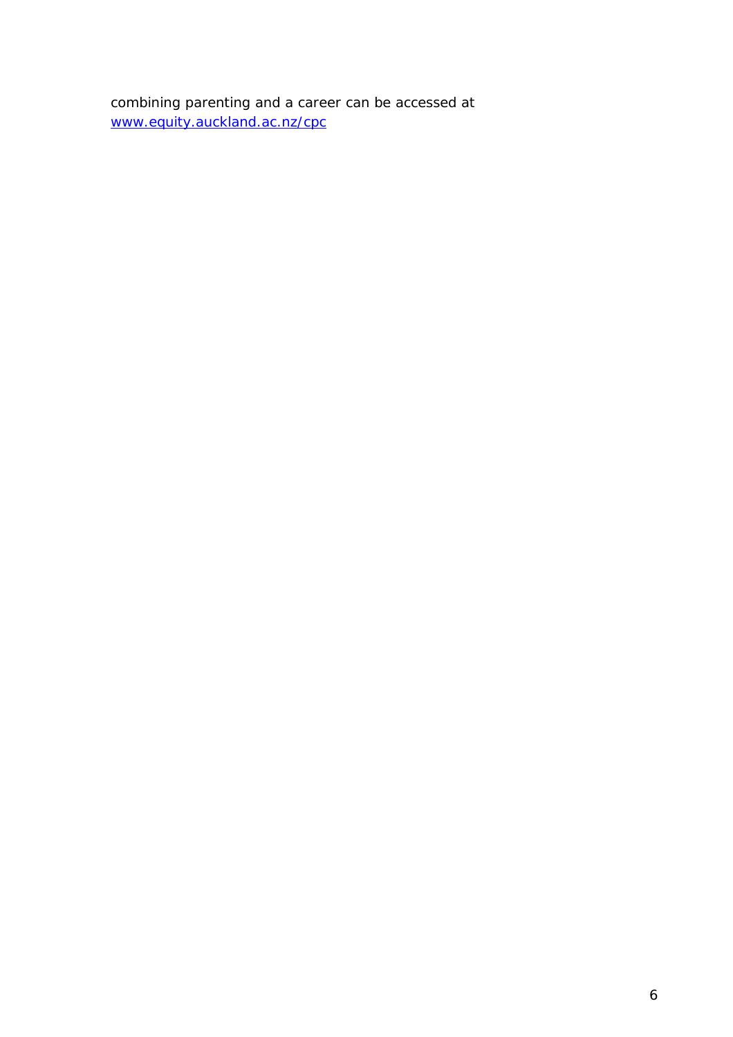combining parenting and a career can be accessed at [www.equity.auckland.ac.nz/cpc](http://www.equity.auckland.ac.nz/cpc)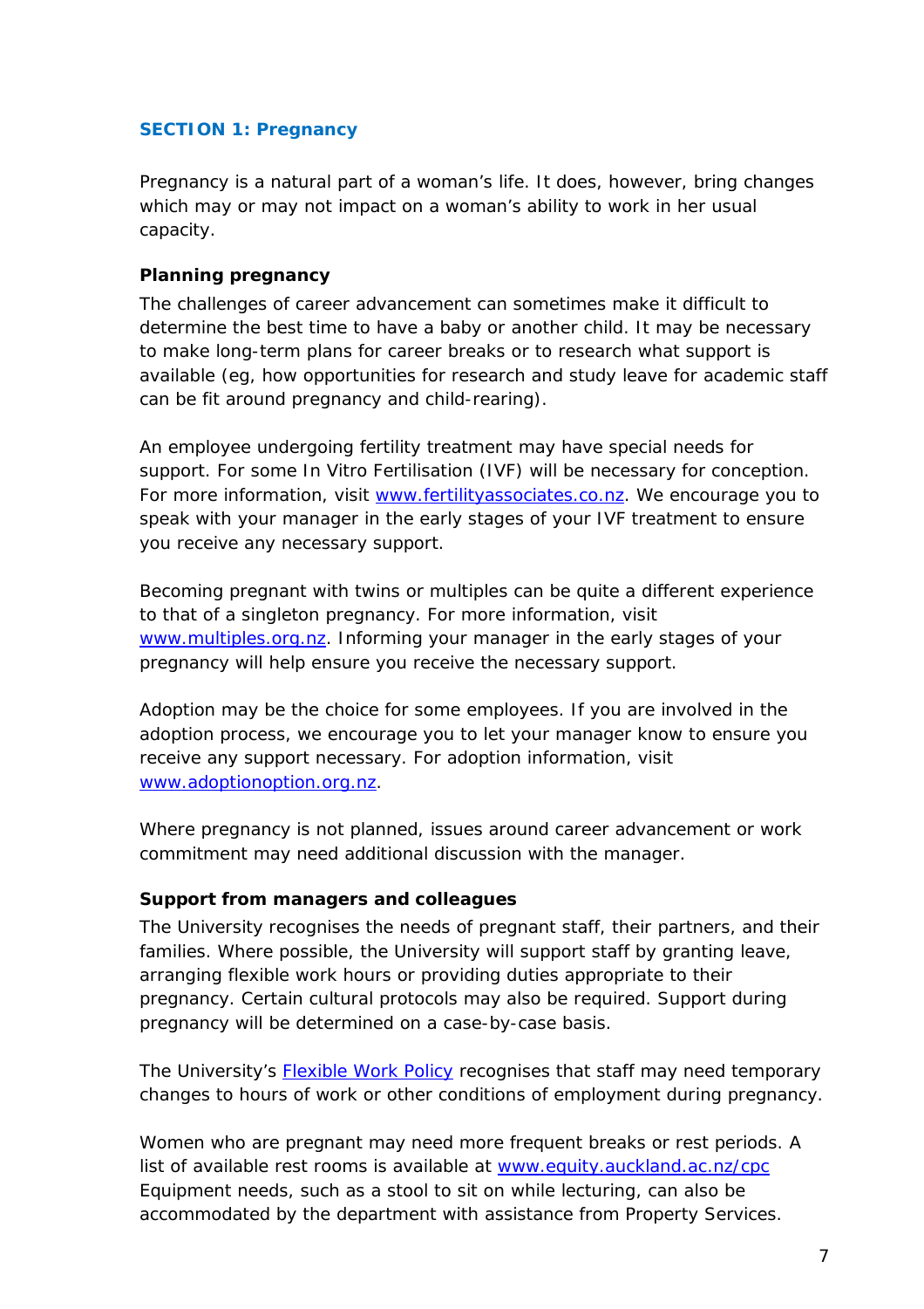## SECTION 1: Pregnancy

Pregnancy is a natural part of a woman's life. It does, however, bring changes which may or may not impact on a woman's ability to work in her usual capacity.

### Planning pregnancy

The challenges of career advancement can sometimes make it difficult to determine the best time to have a baby or another child. It may be necessary to make long-term plans for career breaks or to research what support is available (eg, how opportunities for research and study leave for academic staff can be fit around pregnancy and child-rearing).

An employee undergoing fertility treatment may have special needs for support. For some In Vitro Fertilisation (IVF) will be necessary for conception. For more information, visit [www.fertilityassociates.co.nz](www.fertilityassociates.co.nz). We encourage you to speak with your manager in the early stages of your IVF treatment to ensure you receive any necessary support.

Becoming pregnant with twins or multiples can be quite a different experience to that of a singleton pregnancy. For more information, visit [www.multiples.org.nz](www.multiples.org.nz). Informing your manager in the early stages of your pregnancy will help ensure you receive the necessary support.

Adoption may be the choice for some employees. If you are involved in the adoption process, we encourage you to let your manager know to ensure you receive any support necessary. For adoption information, visit [www.adoptionoption.org.nz](www.adoptionoption.org.nz).

Where pregnancy is not planned, issues around career advancement or work commitment may need additional discussion with the manager.

### Support from managers and colleagues

The University recognises the needs of pregnant staff, their partners, and their families. Where possible, the University will support staff by granting leave, arranging flexible work hours or providing duties appropriate to their pregnancy. Certain cultural protocols may also be required. Support during pregnancy will be determined on a case-by-case basis.

The University's Flexible Work Policy recognises that staff may need temporary changes to hours of work or other conditions of employment during pregnancy.

Women who are pregnant may need more frequent breaks or rest periods. A list of available rest rooms is available at [www.equity.auckland.ac.nz/cpc](www.equity.auckland.ac.nz/cpc) Equipment needs, such as a stool to sit on while lecturing, can also be accommodated by the department with assistance from Property Services.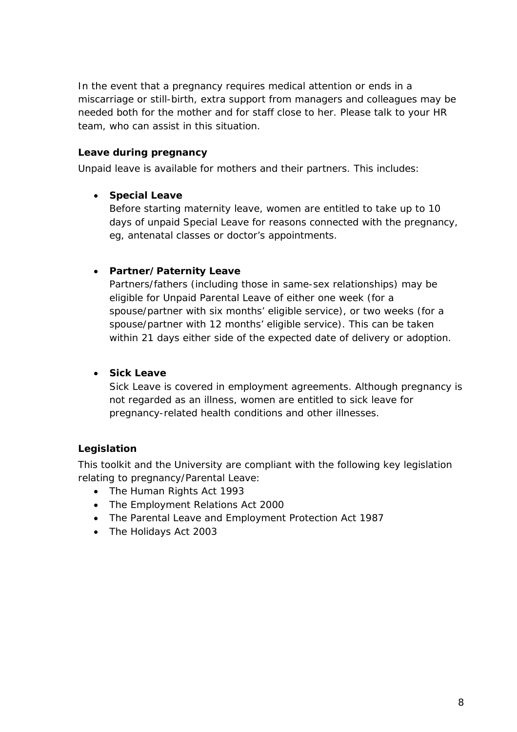In the event that a pregnancy requires medical attention or ends in a miscarriage or still-birth, extra support from managers and colleagues may be needed both for the mother and for staff close to her. Please talk to your HR team, who can assist in this situation.

**Leave during pregnancy**

Unpaid leave is available for mothers and their partners. This includes:

- **Special Leave**
  Before starting maternity leave, women are entitled to take up to 10 days of unpaid Special Leave for reasons connected with the pregnancy, eg, antenatal classes or doctor's appointments.

- **Partner/Paternity Leave**
  Partners/fathers (including those in same-sex relationships) may be eligible for Unpaid Parental Leave of either one week (for a spouse/partner with six months' eligible service), or two weeks (for a spouse/partner with 12 months' eligible service). This can be taken within 21 days either side of the expected date of delivery or adoption.

- **Sick Leave**
  Sick Leave is covered in employment agreements. Although pregnancy is not regarded as an illness, women are entitled to sick leave for pregnancy-related health conditions and other illnesses.

**Legislation**

This toolkit and the University are compliant with the following key legislation relating to pregnancy/Parental Leave:

- The Human Rights Act 1993
- The Employment Relations Act 2000
- The Parental Leave and Employment Protection Act 1987
- The Holidays Act 2003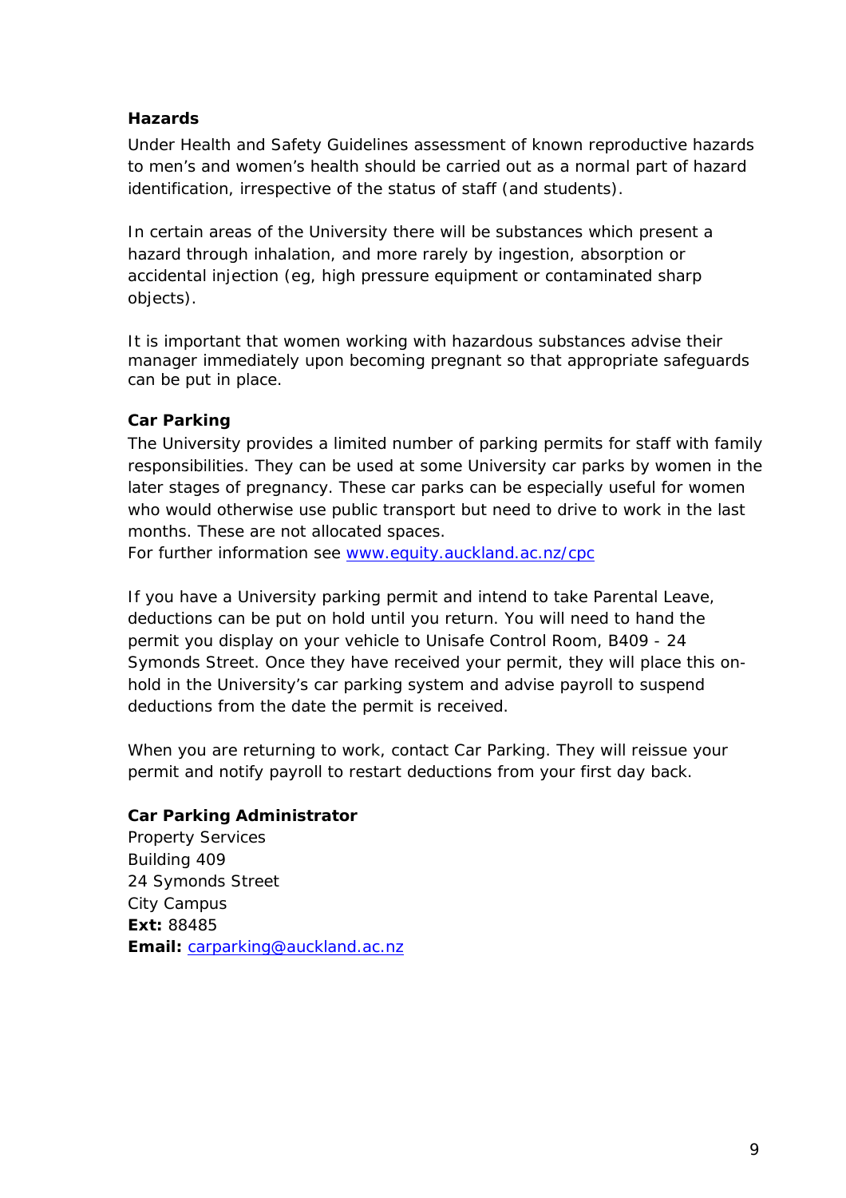## Hazards

Under Health and Safety Guidelines assessment of known reproductive hazards to men's and women's health should be carried out as a normal part of hazard identification, irrespective of the status of staff (and students).

In certain areas of the University there will be substances which present a hazard through inhalation, and more rarely by ingestion, absorption or accidental injection (eg, high pressure equipment or contaminated sharp objects).

It is important that women working with hazardous substances advise their manager immediately upon becoming pregnant so that appropriate safeguards can be put in place.

## Car Parking

The University provides a limited number of parking permits for staff with family responsibilities. They can be used at some University car parks by women in the later stages of pregnancy. These car parks can be especially useful for women who would otherwise use public transport but need to drive to work in the last months. These are not allocated spaces.
For further information see [www.equity.auckland.ac.nz/cpc](http://www.equity.auckland.ac.nz/cpc)

If you have a University parking permit and intend to take Parental Leave, deductions can be put on hold until you return. You will need to hand the permit you display on your vehicle to Unisafe Control Room, B409 - 24 Symonds Street. Once they have received your permit, they will place this on-hold in the University's car parking system and advise payroll to suspend deductions from the date the permit is received.

When you are returning to work, contact Car Parking. They will reissue your permit and notify payroll to restart deductions from your first day back.

**Car Parking Administrator**
Property Services
Building 409
24 Symonds Street
City Campus
**Ext:** 88485
**Email:** [carparking@auckland.ac.nz](mailto:carparking@auckland.ac.nz)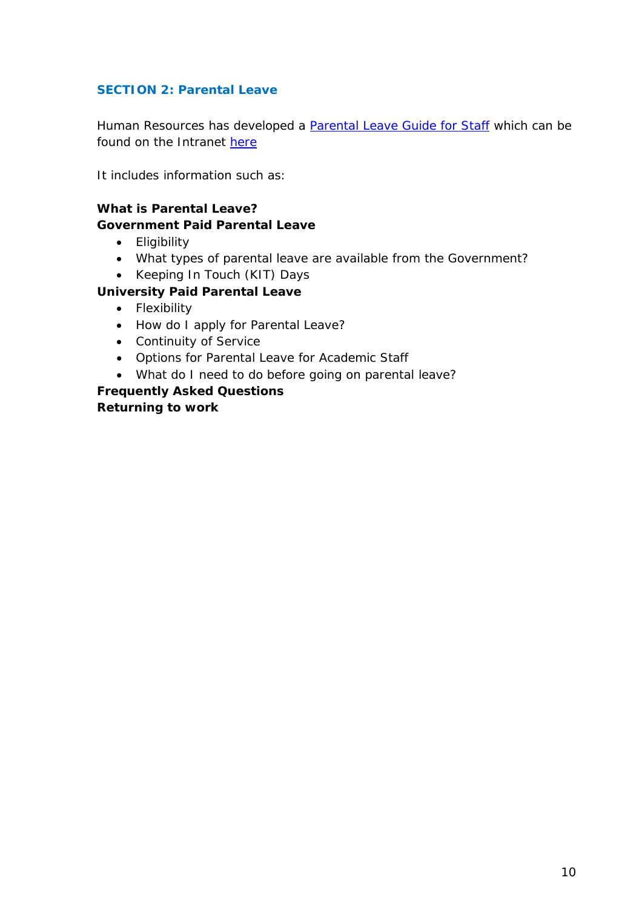## SECTION 2: Parental Leave

Human Resources has developed a Parental Leave Guide for Staff which can be found on the Intranet here

It includes information such as:

**What is Parental Leave?**
**Government Paid Parental Leave**

- Eligibility
- What types of parental leave are available from the Government?
- Keeping In Touch (KIT) Days

**University Paid Parental Leave**

- Flexibility
- How do I apply for Parental Leave?
- Continuity of Service
- Options for Parental Leave for Academic Staff
- What do I need to do before going on parental leave?

**Frequently Asked Questions**
**Returning to work**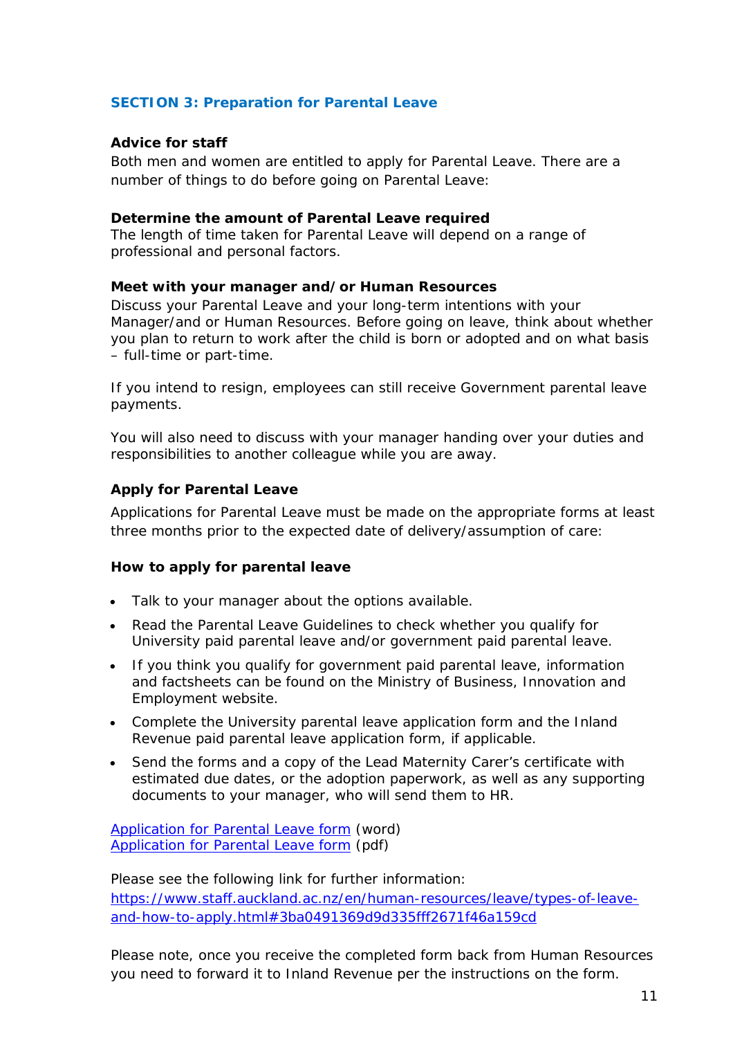## SECTION 3: Preparation for Parental Leave

**Advice for staff**

Both men and women are entitled to apply for Parental Leave. There are a number of things to do before going on Parental Leave:

**Determine the amount of Parental Leave required**

The length of time taken for Parental Leave will depend on a range of professional and personal factors.

**Meet with your manager and/or Human Resources**

Discuss your Parental Leave and your long-term intentions with your Manager/and or Human Resources. Before going on leave, think about whether you plan to return to work after the child is born or adopted and on what basis – full-time or part-time.

If you intend to resign, employees can still receive Government parental leave payments.

You will also need to discuss with your manager handing over your duties and responsibilities to another colleague while you are away.

**Apply for Parental Leave**

Applications for Parental Leave must be made on the appropriate forms at least three months prior to the expected date of delivery/assumption of care:

**How to apply for parental leave**

- Talk to your manager about the options available.
- Read the Parental Leave Guidelines to check whether you qualify for University paid parental leave and/or government paid parental leave.
- If you think you qualify for government paid parental leave, information and factsheets can be found on the Ministry of Business, Innovation and Employment website.
- Complete the University parental leave application form and the Inland Revenue paid parental leave application form, if applicable.
- Send the forms and a copy of the Lead Maternity Carer's certificate with estimated due dates, or the adoption paperwork, as well as any supporting documents to your manager, who will send them to HR.

Application for Parental Leave form (word)
Application for Parental Leave form (pdf)

Please see the following link for further information:
https://www.staff.auckland.ac.nz/en/human-resources/leave/types-of-leave-and-how-to-apply.html#3ba0491369d9d335fff2671f46a159cd

Please note, once you receive the completed form back from Human Resources you need to forward it to Inland Revenue per the instructions on the form.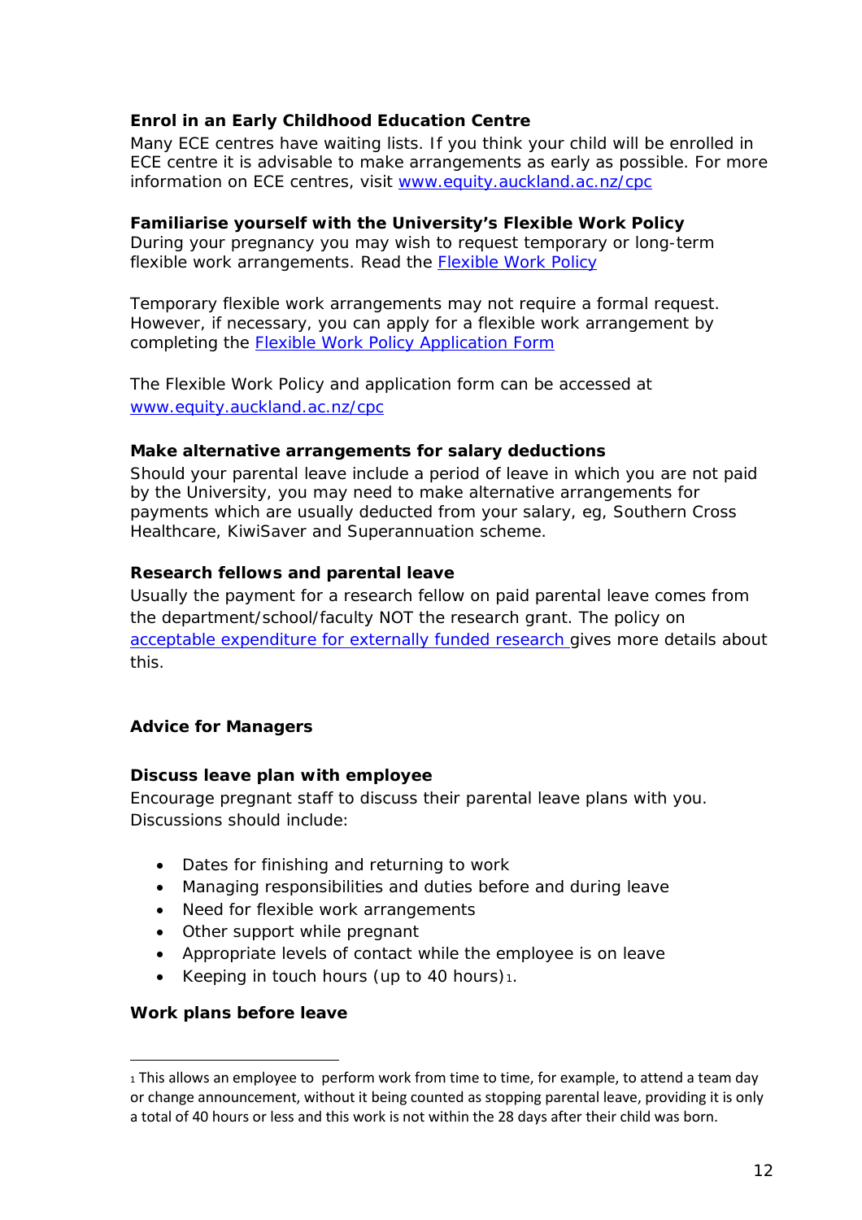**Enrol in an Early Childhood Education Centre**

Many ECE centres have waiting lists. If you think your child will be enrolled in ECE centre it is advisable to make arrangements as early as possible. For more information on ECE centres, visit [www.equity.auckland.ac.nz/cpc](www.equity.auckland.ac.nz/cpc)

**Familiarise yourself with the University's Flexible Work Policy**

During your pregnancy you may wish to request temporary or long-term flexible work arrangements. Read the Flexible Work Policy

Temporary flexible work arrangements may not require a formal request. However, if necessary, you can apply for a flexible work arrangement by completing the Flexible Work Policy Application Form

The Flexible Work Policy and application form can be accessed at [www.equity.auckland.ac.nz/cpc](www.equity.auckland.ac.nz/cpc)

**Make alternative arrangements for salary deductions**

Should your parental leave include a period of leave in which you are not paid by the University, you may need to make alternative arrangements for payments which are usually deducted from your salary, eg, Southern Cross Healthcare, KiwiSaver and Superannuation scheme.

**Research fellows and parental leave**

Usually the payment for a research fellow on paid parental leave comes from the department/school/faculty NOT the research grant. The policy on acceptable expenditure for externally funded research gives more details about this.

## Advice for Managers

**Discuss leave plan with employee**

Encourage pregnant staff to discuss their parental leave plans with you. Discussions should include:

- Dates for finishing and returning to work
- Managing responsibilities and duties before and during leave
- Need for flexible work arrangements
- Other support while pregnant
- Appropriate levels of contact while the employee is on leave
- Keeping in touch hours (up to 40 hours)[1].

**Work plans before leave**

---

[1] This allows an employee to perform work from time to time, for example, to attend a team day or change announcement, without it being counted as stopping parental leave, providing it is only a total of 40 hours or less and this work is not within the 28 days after their child was born.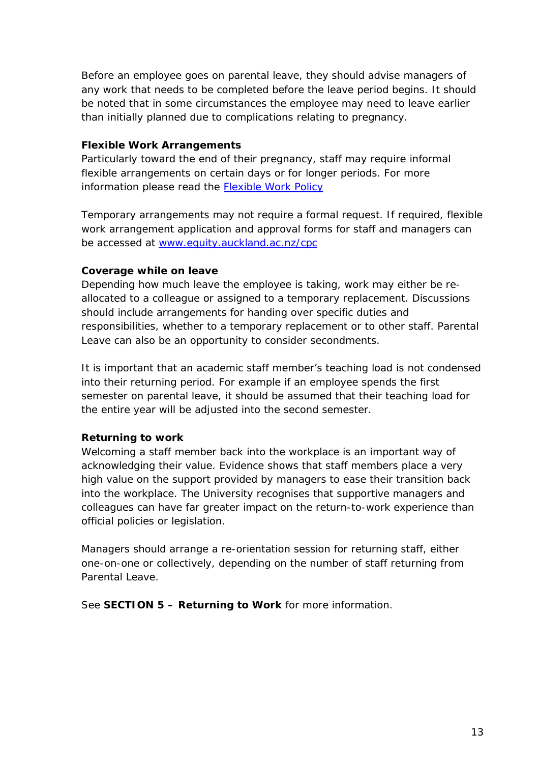Before an employee goes on parental leave, they should advise managers of any work that needs to be completed before the leave period begins. It should be noted that in some circumstances the employee may need to leave earlier than initially planned due to complications relating to pregnancy.

**Flexible Work Arrangements**

Particularly toward the end of their pregnancy, staff may require informal flexible arrangements on certain days or for longer periods. For more information please read the [Flexible Work Policy]

Temporary arrangements may not require a formal request. If required, flexible work arrangement application and approval forms for staff and managers can be accessed at [www.equity.auckland.ac.nz/cpc](http://www.equity.auckland.ac.nz/cpc)

**Coverage while on leave**

Depending how much leave the employee is taking, work may either be re-allocated to a colleague or assigned to a temporary replacement. Discussions should include arrangements for handing over specific duties and responsibilities, whether to a temporary replacement or to other staff. Parental Leave can also be an opportunity to consider secondments.

It is important that an academic staff member's teaching load is not condensed into their returning period. For example if an employee spends the first semester on parental leave, it should be assumed that their teaching load for the entire year will be adjusted into the second semester.

**Returning to work**

Welcoming a staff member back into the workplace is an important way of acknowledging their value. Evidence shows that staff members place a very high value on the support provided by managers to ease their transition back into the workplace. The University recognises that supportive managers and colleagues can have far greater impact on the return-to-work experience than official policies or legislation.

Managers should arrange a re-orientation session for returning staff, either one-on-one or collectively, depending on the number of staff returning from Parental Leave.

See **SECTION 5 – Returning to Work** for more information.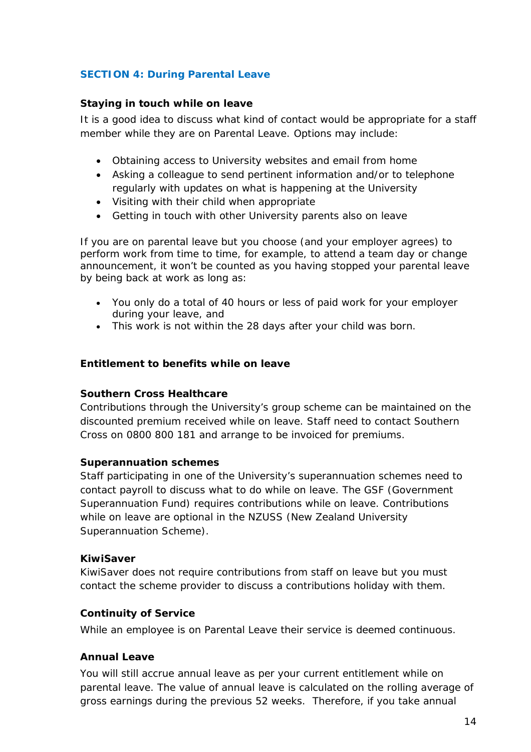## SECTION 4: During Parental Leave

### Staying in touch while on leave

It is a good idea to discuss what kind of contact would be appropriate for a staff member while they are on Parental Leave. Options may include:

- Obtaining access to University websites and email from home
- Asking a colleague to send pertinent information and/or to telephone regularly with updates on what is happening at the University
- Visiting with their child when appropriate
- Getting in touch with other University parents also on leave

If you are on parental leave but you choose (and your employer agrees) to perform work from time to time, for example, to attend a team day or change announcement, it won't be counted as you having stopped your parental leave by being back at work as long as:

- You only do a total of 40 hours or less of paid work for your employer during your leave, and
- This work is not within the 28 days after your child was born.

### Entitlement to benefits while on leave

#### Southern Cross Healthcare

Contributions through the University's group scheme can be maintained on the discounted premium received while on leave. Staff need to contact Southern Cross on 0800 800 181 and arrange to be invoiced for premiums.

#### Superannuation schemes

Staff participating in one of the University's superannuation schemes need to contact payroll to discuss what to do while on leave. The GSF (Government Superannuation Fund) requires contributions while on leave. Contributions while on leave are optional in the NZUSS (New Zealand University Superannuation Scheme).

#### KiwiSaver

KiwiSaver does not require contributions from staff on leave but you must contact the scheme provider to discuss a contributions holiday with them.

#### Continuity of Service

While an employee is on Parental Leave their service is deemed continuous.

#### Annual Leave

You will still accrue annual leave as per your current entitlement while on parental leave. The value of annual leave is calculated on the rolling average of gross earnings during the previous 52 weeks. Therefore, if you take annual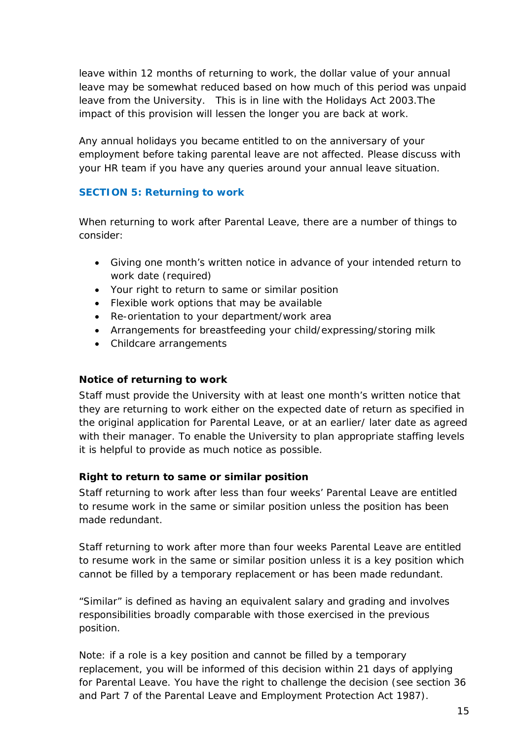leave within 12 months of returning to work, the dollar value of your annual leave may be somewhat reduced based on how much of this period was unpaid leave from the University.   This is in line with the Holidays Act 2003.The impact of this provision will lessen the longer you are back at work.

Any annual holidays you became entitled to on the anniversary of your employment before taking parental leave are not affected. Please discuss with your HR team if you have any queries around your annual leave situation.

## SECTION 5: Returning to work

When returning to work after Parental Leave, there are a number of things to consider:

- Giving one month's written notice in advance of your intended return to work date (required)
- Your right to return to same or similar position
- Flexible work options that may be available
- Re-orientation to your department/work area
- Arrangements for breastfeeding your child/expressing/storing milk
- Childcare arrangements

### Notice of returning to work

Staff must provide the University with at least one month's written notice that they are returning to work either on the expected date of return as specified in the original application for Parental Leave, or at an earlier/ later date as agreed with their manager. To enable the University to plan appropriate staffing levels it is helpful to provide as much notice as possible.

### Right to return to same or similar position

Staff returning to work after less than four weeks' Parental Leave are entitled to resume work in the same or similar position unless the position has been made redundant.

Staff returning to work after more than four weeks Parental Leave are entitled to resume work in the same or similar position unless it is a key position which cannot be filled by a temporary replacement or has been made redundant.

"Similar" is defined as having an equivalent salary and grading and involves responsibilities broadly comparable with those exercised in the previous position.

Note: if a role is a key position and cannot be filled by a temporary replacement, you will be informed of this decision within 21 days of applying for Parental Leave. You have the right to challenge the decision (see section 36 and Part 7 of the Parental Leave and Employment Protection Act 1987).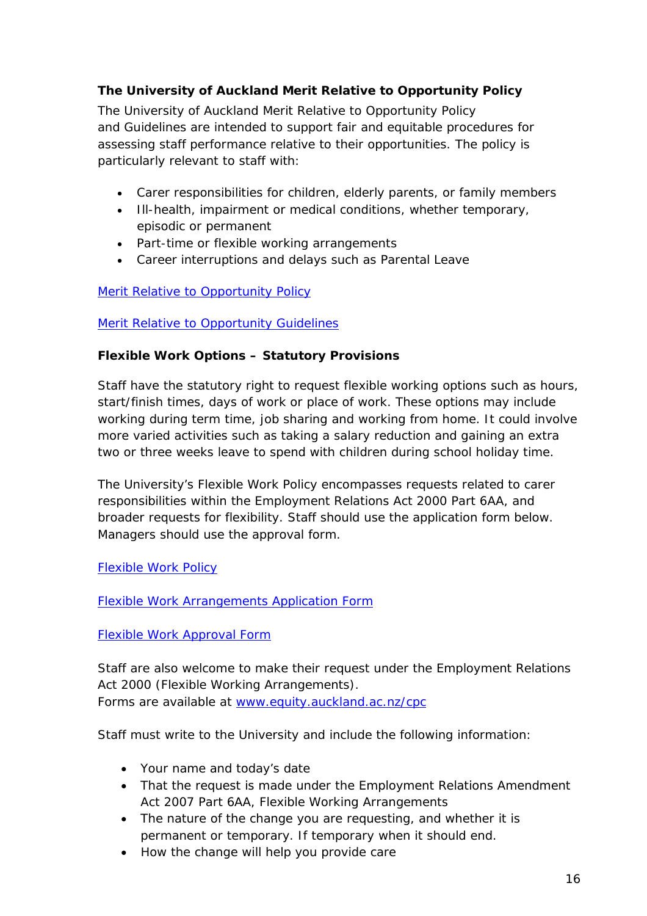### The University of Auckland Merit Relative to Opportunity Policy

The University of Auckland Merit Relative to Opportunity Policy and Guidelines are intended to support fair and equitable procedures for assessing staff performance relative to their opportunities. The policy is particularly relevant to staff with:

- Carer responsibilities for children, elderly parents, or family members
- Ill-health, impairment or medical conditions, whether temporary, episodic or permanent
- Part-time or flexible working arrangements
- Career interruptions and delays such as Parental Leave

Merit Relative to Opportunity Policy

Merit Relative to Opportunity Guidelines

### Flexible Work Options – Statutory Provisions

Staff have the statutory right to request flexible working options such as hours, start/finish times, days of work or place of work. These options may include working during term time, job sharing and working from home. It could involve more varied activities such as taking a salary reduction and gaining an extra two or three weeks leave to spend with children during school holiday time.

The University's Flexible Work Policy encompasses requests related to carer responsibilities within the Employment Relations Act 2000 Part 6AA, and broader requests for flexibility. Staff should use the application form below. Managers should use the approval form.

Flexible Work Policy

Flexible Work Arrangements Application Form

Flexible Work Approval Form

Staff are also welcome to make their request under the Employment Relations Act 2000 (Flexible Working Arrangements).
Forms are available at www.equity.auckland.ac.nz/cpc

Staff must write to the University and include the following information:

- Your name and today's date
- That the request is made under the Employment Relations Amendment Act 2007 Part 6AA, Flexible Working Arrangements
- The nature of the change you are requesting, and whether it is permanent or temporary. If temporary when it should end.
- How the change will help you provide care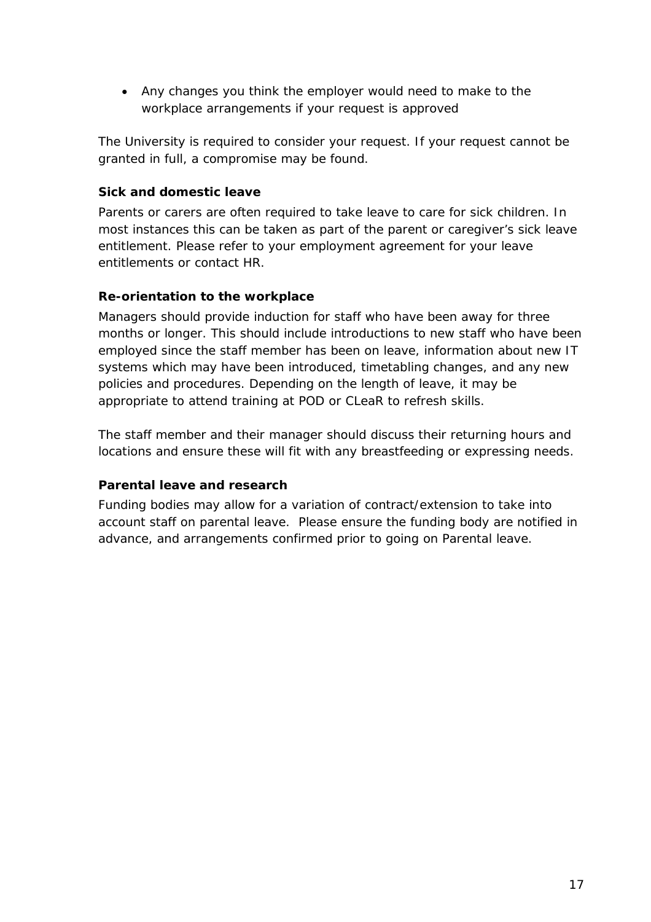- Any changes you think the employer would need to make to the workplace arrangements if your request is approved

The University is required to consider your request. If your request cannot be granted in full, a compromise may be found.

**Sick and domestic leave**

Parents or carers are often required to take leave to care for sick children. In most instances this can be taken as part of the parent or caregiver's sick leave entitlement. Please refer to your employment agreement for your leave entitlements or contact HR.

**Re-orientation to the workplace**

Managers should provide induction for staff who have been away for three months or longer. This should include introductions to new staff who have been employed since the staff member has been on leave, information about new IT systems which may have been introduced, timetabling changes, and any new policies and procedures. Depending on the length of leave, it may be appropriate to attend training at POD or CLeaR to refresh skills.

The staff member and their manager should discuss their returning hours and locations and ensure these will fit with any breastfeeding or expressing needs.

**Parental leave and research**

Funding bodies may allow for a variation of contract/extension to take into account staff on parental leave.  Please ensure the funding body are notified in advance, and arrangements confirmed prior to going on Parental leave.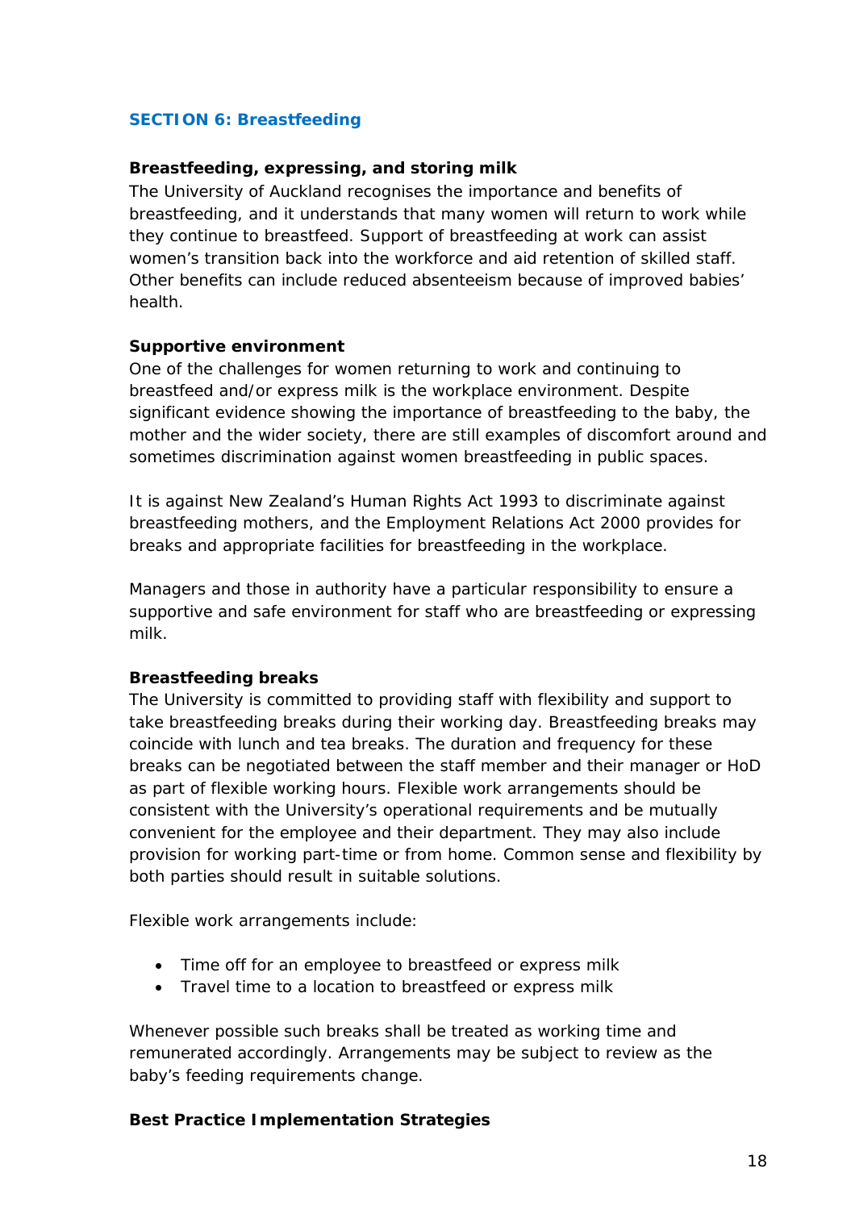## SECTION 6: Breastfeeding

### Breastfeeding, expressing, and storing milk

The University of Auckland recognises the importance and benefits of breastfeeding, and it understands that many women will return to work while they continue to breastfeed. Support of breastfeeding at work can assist women's transition back into the workforce and aid retention of skilled staff. Other benefits can include reduced absenteeism because of improved babies' health.

### Supportive environment

One of the challenges for women returning to work and continuing to breastfeed and/or express milk is the workplace environment. Despite significant evidence showing the importance of breastfeeding to the baby, the mother and the wider society, there are still examples of discomfort around and sometimes discrimination against women breastfeeding in public spaces.

It is against New Zealand's Human Rights Act 1993 to discriminate against breastfeeding mothers, and the Employment Relations Act 2000 provides for breaks and appropriate facilities for breastfeeding in the workplace.

Managers and those in authority have a particular responsibility to ensure a supportive and safe environment for staff who are breastfeeding or expressing milk.

### Breastfeeding breaks

The University is committed to providing staff with flexibility and support to take breastfeeding breaks during their working day. Breastfeeding breaks may coincide with lunch and tea breaks. The duration and frequency for these breaks can be negotiated between the staff member and their manager or HoD as part of flexible working hours. Flexible work arrangements should be consistent with the University's operational requirements and be mutually convenient for the employee and their department. They may also include provision for working part-time or from home. Common sense and flexibility by both parties should result in suitable solutions.

Flexible work arrangements include:

- Time off for an employee to breastfeed or express milk
- Travel time to a location to breastfeed or express milk

Whenever possible such breaks shall be treated as working time and remunerated accordingly. Arrangements may be subject to review as the baby's feeding requirements change.

### Best Practice Implementation Strategies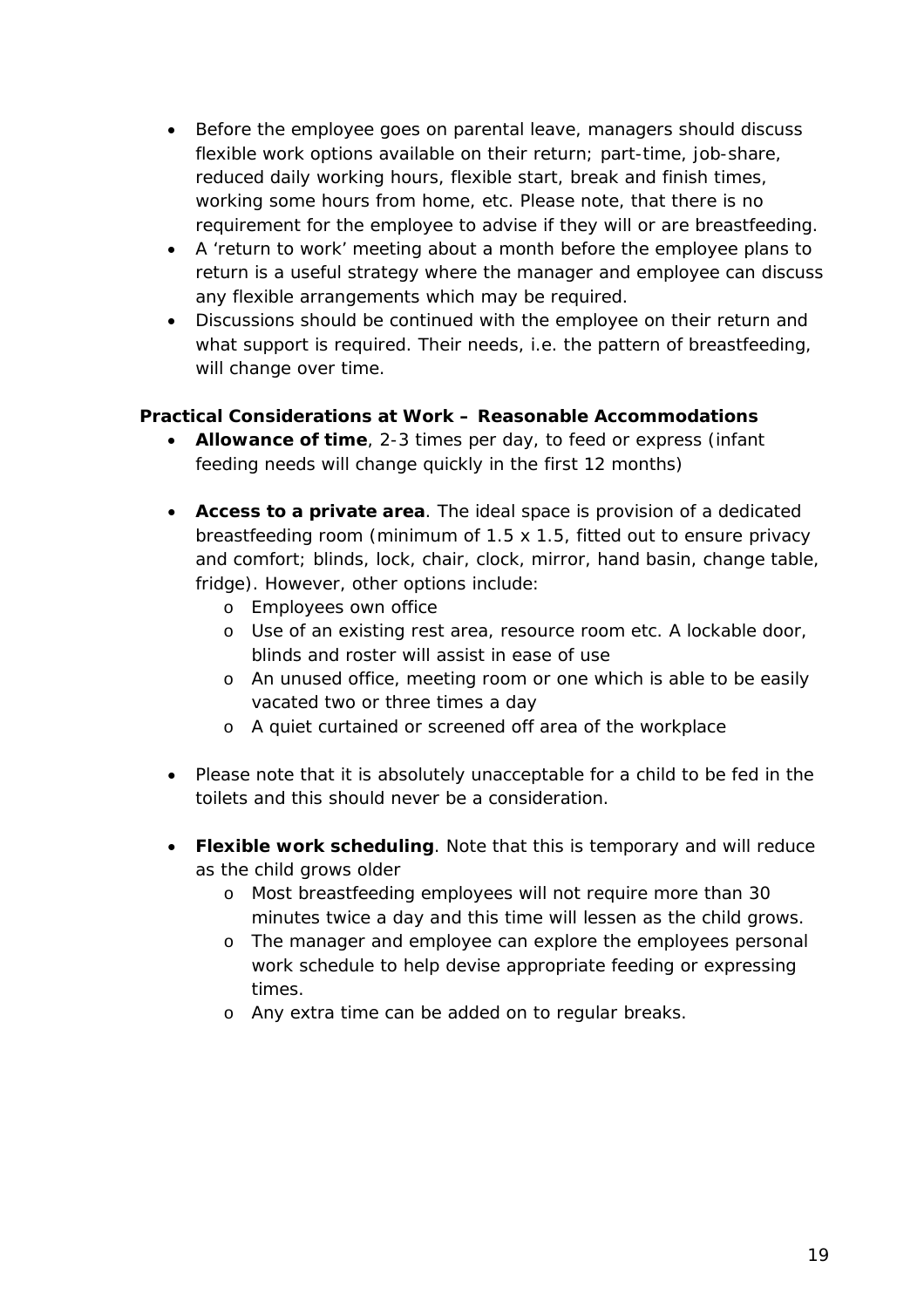- Before the employee goes on parental leave, managers should discuss flexible work options available on their return; part-time, job-share, reduced daily working hours, flexible start, break and finish times, working some hours from home, etc. Please note, that there is no requirement for the employee to advise if they will or are breastfeeding.
- A 'return to work' meeting about a month before the employee plans to return is a useful strategy where the manager and employee can discuss any flexible arrangements which may be required.
- Discussions should be continued with the employee on their return and what support is required. Their needs, i.e. the pattern of breastfeeding, will change over time.

**Practical Considerations at Work – Reasonable Accommodations**

- **Allowance of time**, 2-3 times per day, to feed or express (infant feeding needs will change quickly in the first 12 months)

- **Access to a private area**. The ideal space is provision of a dedicated breastfeeding room (minimum of 1.5 x 1.5, fitted out to ensure privacy and comfort; blinds, lock, chair, clock, mirror, hand basin, change table, fridge). However, other options include:
  - Employees own office
  - Use of an existing rest area, resource room etc. A lockable door, blinds and roster will assist in ease of use
  - An unused office, meeting room or one which is able to be easily vacated two or three times a day
  - A quiet curtained or screened off area of the workplace

- Please note that it is absolutely unacceptable for a child to be fed in the toilets and this should never be a consideration.

- **Flexible work scheduling**. Note that this is temporary and will reduce as the child grows older
  - Most breastfeeding employees will not require more than 30 minutes twice a day and this time will lessen as the child grows.
  - The manager and employee can explore the employees personal work schedule to help devise appropriate feeding or expressing times.
  - Any extra time can be added on to regular breaks.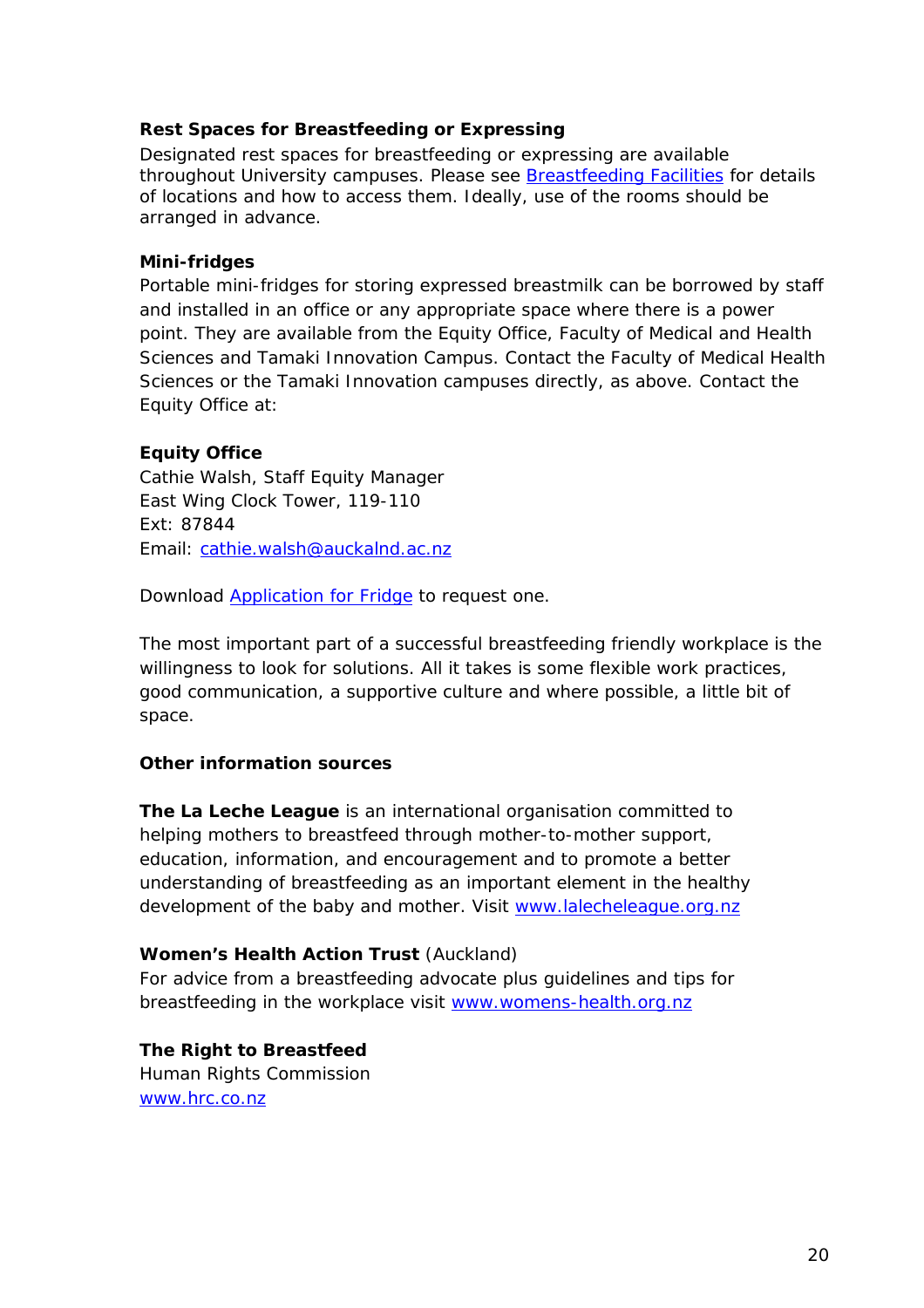**Rest Spaces for Breastfeeding or Expressing**

Designated rest spaces for breastfeeding or expressing are available throughout University campuses. Please see Breastfeeding Facilities for details of locations and how to access them. Ideally, use of the rooms should be arranged in advance.

**Mini-fridges**

Portable mini-fridges for storing expressed breastmilk can be borrowed by staff and installed in an office or any appropriate space where there is a power point. They are available from the Equity Office, Faculty of Medical and Health Sciences and Tamaki Innovation Campus. Contact the Faculty of Medical Health Sciences or the Tamaki Innovation campuses directly, as above. Contact the Equity Office at:

**Equity Office**

Cathie Walsh, Staff Equity Manager
East Wing Clock Tower, 119-110
Ext: 87844
Email: cathie.walsh@auckalnd.ac.nz

Download Application for Fridge to request one.

The most important part of a successful breastfeeding friendly workplace is the willingness to look for solutions. All it takes is some flexible work practices, good communication, a supportive culture and where possible, a little bit of space.

**Other information sources**

**The La Leche League** is an international organisation committed to helping mothers to breastfeed through mother-to-mother support, education, information, and encouragement and to promote a better understanding of breastfeeding as an important element in the healthy development of the baby and mother. Visit www.lalecheleague.org.nz

**Women's Health Action Trust** (Auckland)

For advice from a breastfeeding advocate plus guidelines and tips for breastfeeding in the workplace visit www.womens-health.org.nz

**The Right to Breastfeed**

Human Rights Commission
www.hrc.co.nz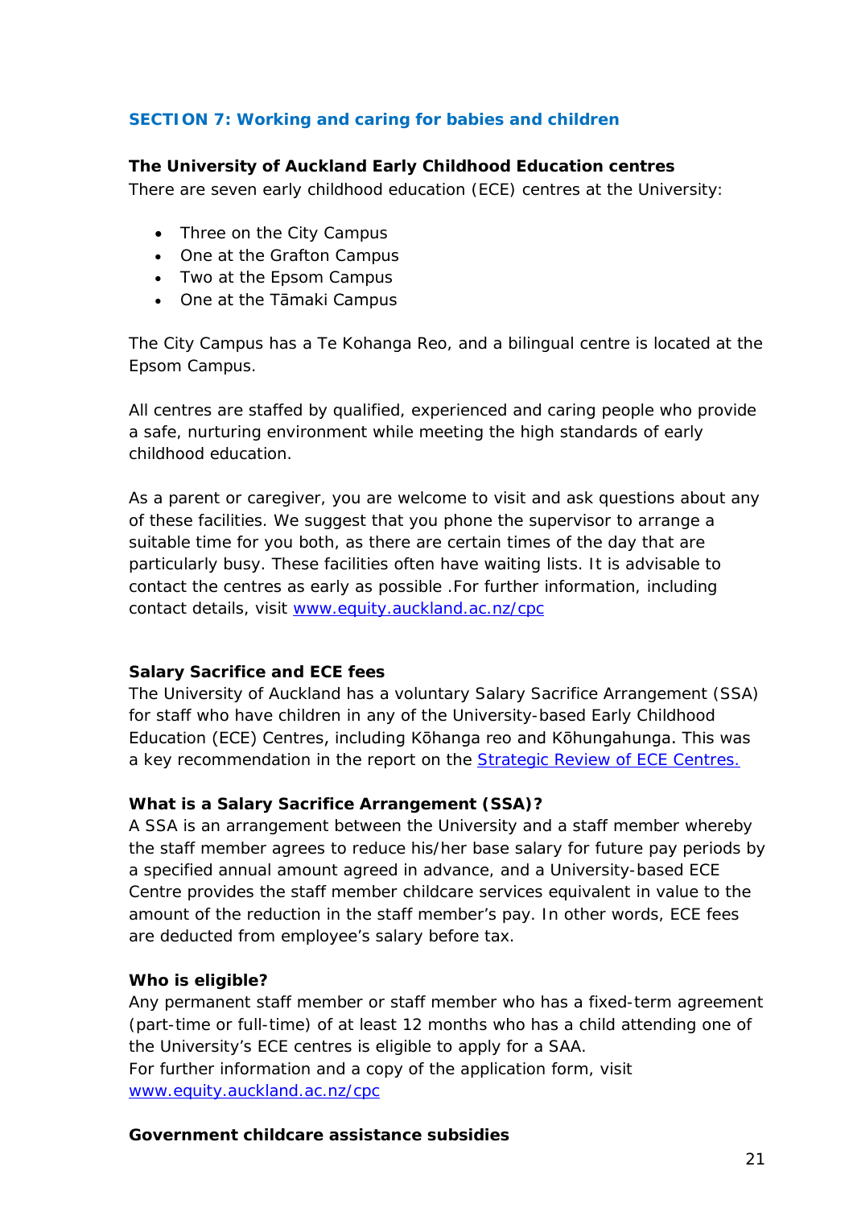## SECTION 7: Working and caring for babies and children

### The University of Auckland Early Childhood Education centres

There are seven early childhood education (ECE) centres at the University:

- Three on the City Campus
- One at the Grafton Campus
- Two at the Epsom Campus
- One at the Tāmaki Campus

The City Campus has a Te Kohanga Reo, and a bilingual centre is located at the Epsom Campus.

All centres are staffed by qualified, experienced and caring people who provide a safe, nurturing environment while meeting the high standards of early childhood education.

As a parent or caregiver, you are welcome to visit and ask questions about any of these facilities. We suggest that you phone the supervisor to arrange a suitable time for you both, as there are certain times of the day that are particularly busy. These facilities often have waiting lists. It is advisable to contact the centres as early as possible .For further information, including contact details, visit [www.equity.auckland.ac.nz/cpc](www.equity.auckland.ac.nz/cpc)

### Salary Sacrifice and ECE fees

The University of Auckland has a voluntary Salary Sacrifice Arrangement (SSA) for staff who have children in any of the University-based Early Childhood Education (ECE) Centres, including Kōhanga reo and Kōhungahunga. This was a key recommendation in the report on the Strategic Review of ECE Centres.

### What is a Salary Sacrifice Arrangement (SSA)?

A SSA is an arrangement between the University and a staff member whereby the staff member agrees to reduce his/her base salary for future pay periods by a specified annual amount agreed in advance, and a University-based ECE Centre provides the staff member childcare services equivalent in value to the amount of the reduction in the staff member's pay. In other words, ECE fees are deducted from employee's salary before tax.

### Who is eligible?

Any permanent staff member or staff member who has a fixed-term agreement (part-time or full-time) of at least 12 months who has a child attending one of the University's ECE centres is eligible to apply for a SAA.
For further information and a copy of the application form, visit [www.equity.auckland.ac.nz/cpc](www.equity.auckland.ac.nz/cpc)

### Government childcare assistance subsidies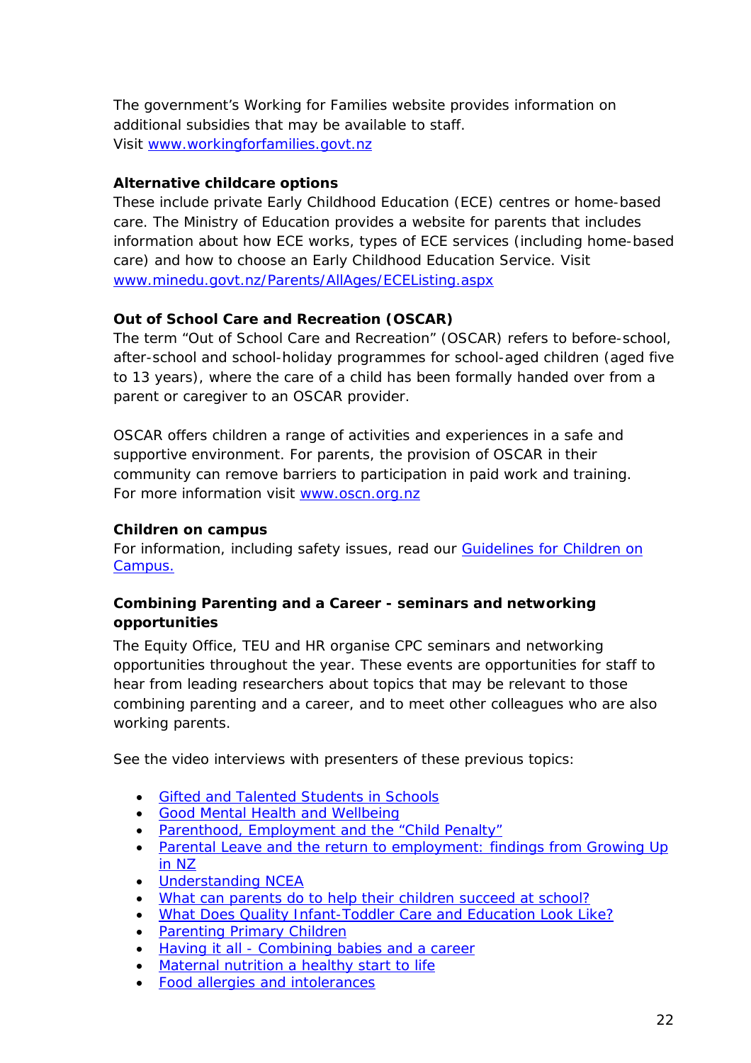The government's Working for Families website provides information on additional subsidies that may be available to staff.
Visit [www.workingforfamilies.govt.nz](www.workingforfamilies.govt.nz)

**Alternative childcare options**
These include private Early Childhood Education (ECE) centres or home-based care. The Ministry of Education provides a website for parents that includes information about how ECE works, types of ECE services (including home-based care) and how to choose an Early Childhood Education Service. Visit [www.minedu.govt.nz/Parents/AllAges/ECEListing.aspx](www.minedu.govt.nz/Parents/AllAges/ECEListing.aspx)

**Out of School Care and Recreation (OSCAR)**
The term "Out of School Care and Recreation" (OSCAR) refers to before-school, after-school and school-holiday programmes for school-aged children (aged five to 13 years), where the care of a child has been formally handed over from a parent or caregiver to an OSCAR provider.

OSCAR offers children a range of activities and experiences in a safe and supportive environment. For parents, the provision of OSCAR in their community can remove barriers to participation in paid work and training. For more information visit [www.oscn.org.nz](www.oscn.org.nz)

**Children on campus**
For information, including safety issues, read our Guidelines for Children on Campus.

**Combining Parenting and a Career - seminars and networking opportunities**
The Equity Office, TEU and HR organise CPC seminars and networking opportunities throughout the year. These events are opportunities for staff to hear from leading researchers about topics that may be relevant to those combining parenting and a career, and to meet other colleagues who are also working parents.

See the video interviews with presenters of these previous topics:

- Gifted and Talented Students in Schools
- Good Mental Health and Wellbeing
- Parenthood, Employment and the "Child Penalty"
- Parental Leave and the return to employment: findings from Growing Up in NZ
- Understanding NCEA
- What can parents do to help their children succeed at school?
- What Does Quality Infant-Toddler Care and Education Look Like?
- Parenting Primary Children
- Having it all - Combining babies and a career
- Maternal nutrition a healthy start to life
- Food allergies and intolerances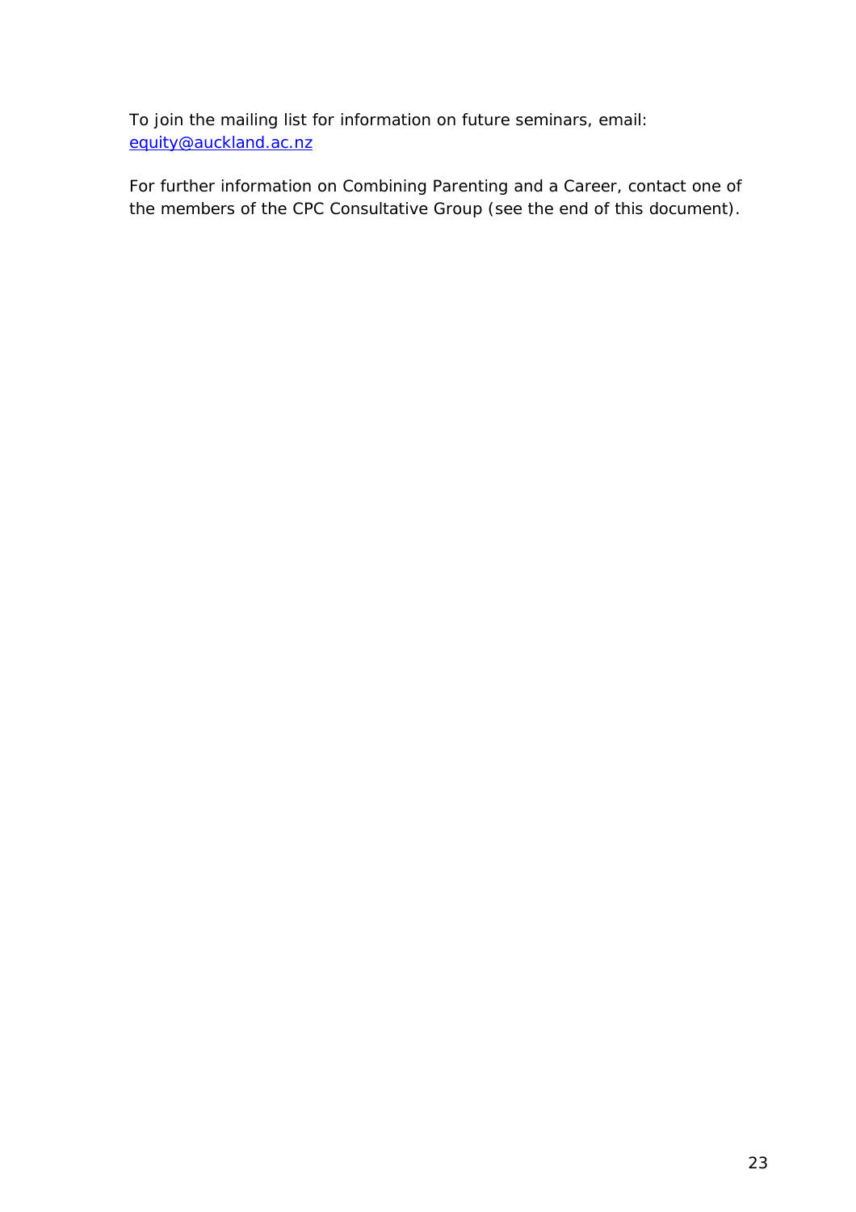To join the mailing list for information on future seminars, email: [equity@auckland.ac.nz](mailto:equity@auckland.ac.nz)

For further information on Combining Parenting and a Career, contact one of the members of the CPC Consultative Group (see the end of this document).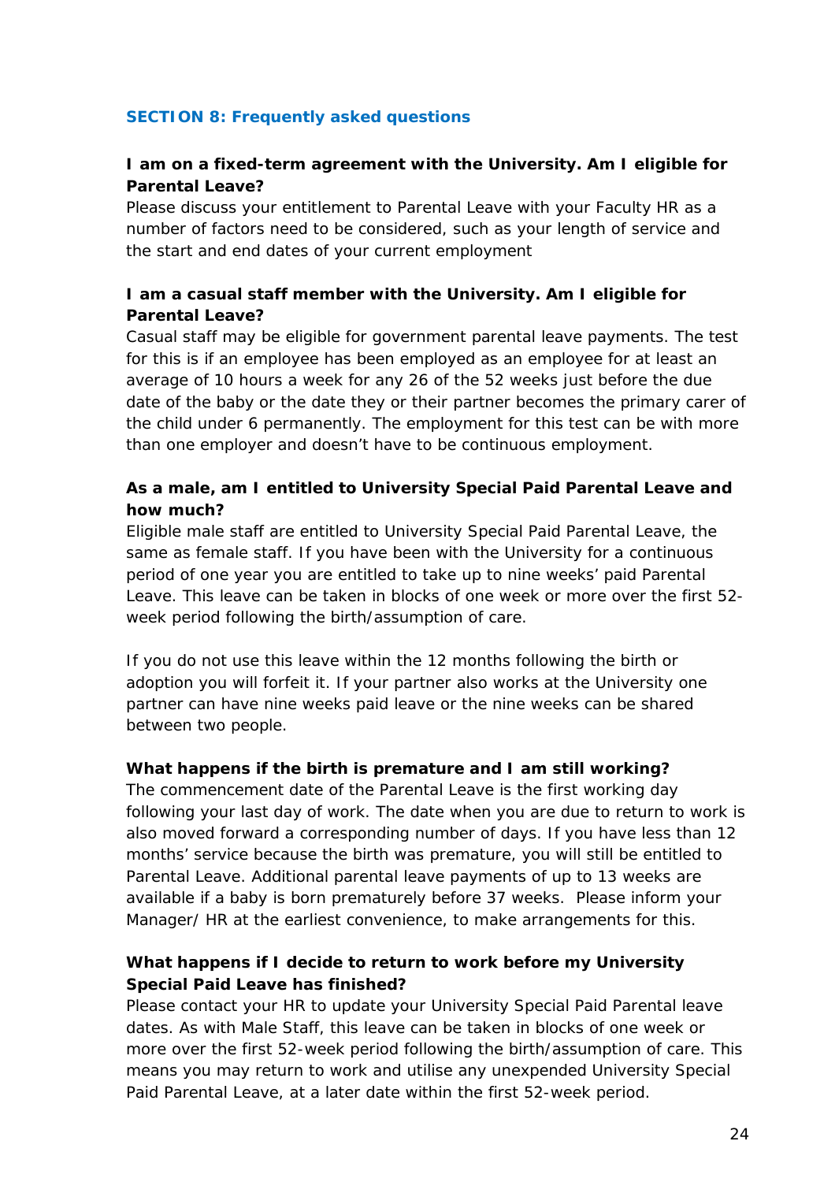## SECTION 8: Frequently asked questions

**I am on a fixed-term agreement with the University. Am I eligible for Parental Leave?**

Please discuss your entitlement to Parental Leave with your Faculty HR as a number of factors need to be considered, such as your length of service and the start and end dates of your current employment

**I am a casual staff member with the University. Am I eligible for Parental Leave?**

Casual staff may be eligible for government parental leave payments. The test for this is if an employee has been employed as an employee for at least an average of 10 hours a week for any 26 of the 52 weeks just before the due date of the baby or the date they or their partner becomes the primary carer of the child under 6 permanently. The employment for this test can be with more than one employer and doesn't have to be continuous employment.

**As a male, am I entitled to University Special Paid Parental Leave and how much?**

Eligible male staff are entitled to University Special Paid Parental Leave, the same as female staff. If you have been with the University for a continuous period of one year you are entitled to take up to nine weeks' paid Parental Leave. This leave can be taken in blocks of one week or more over the first 52-week period following the birth/assumption of care.

If you do not use this leave within the 12 months following the birth or adoption you will forfeit it. If your partner also works at the University one partner can have nine weeks paid leave or the nine weeks can be shared between two people.

**What happens if the birth is premature and I am still working?**

The commencement date of the Parental Leave is the first working day following your last day of work. The date when you are due to return to work is also moved forward a corresponding number of days. If you have less than 12 months' service because the birth was premature, you will still be entitled to Parental Leave. Additional parental leave payments of up to 13 weeks are available if a baby is born prematurely before 37 weeks. Please inform your Manager/ HR at the earliest convenience, to make arrangements for this.

**What happens if I decide to return to work before my University Special Paid Leave has finished?**

Please contact your HR to update your University Special Paid Parental leave dates. As with Male Staff, this leave can be taken in blocks of one week or more over the first 52-week period following the birth/assumption of care. This means you may return to work and utilise any unexpended University Special Paid Parental Leave, at a later date within the first 52-week period.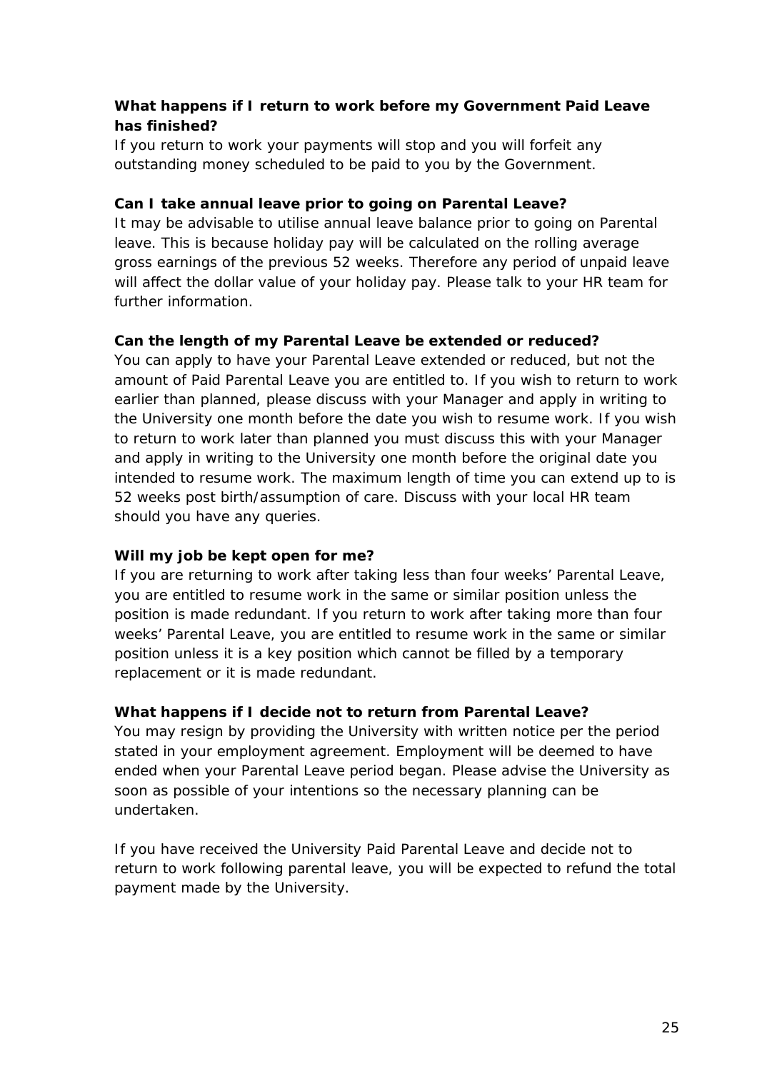**What happens if I return to work before my Government Paid Leave has finished?**

If you return to work your payments will stop and you will forfeit any outstanding money scheduled to be paid to you by the Government.

**Can I take annual leave prior to going on Parental Leave?**

It may be advisable to utilise annual leave balance prior to going on Parental leave. This is because holiday pay will be calculated on the rolling average gross earnings of the previous 52 weeks. Therefore any period of unpaid leave will affect the dollar value of your holiday pay. Please talk to your HR team for further information.

**Can the length of my Parental Leave be extended or reduced?**

You can apply to have your Parental Leave extended or reduced, but not the amount of Paid Parental Leave you are entitled to. If you wish to return to work earlier than planned, please discuss with your Manager and apply in writing to the University one month before the date you wish to resume work. If you wish to return to work later than planned you must discuss this with your Manager and apply in writing to the University one month before the original date you intended to resume work. The maximum length of time you can extend up to is 52 weeks post birth/assumption of care. Discuss with your local HR team should you have any queries.

**Will my job be kept open for me?**

If you are returning to work after taking less than four weeks' Parental Leave, you are entitled to resume work in the same or similar position unless the position is made redundant. If you return to work after taking more than four weeks' Parental Leave, you are entitled to resume work in the same or similar position unless it is a key position which cannot be filled by a temporary replacement or it is made redundant.

**What happens if I decide not to return from Parental Leave?**

You may resign by providing the University with written notice per the period stated in your employment agreement. Employment will be deemed to have ended when your Parental Leave period began. Please advise the University as soon as possible of your intentions so the necessary planning can be undertaken.

If you have received the University Paid Parental Leave and decide not to return to work following parental leave, you will be expected to refund the total payment made by the University.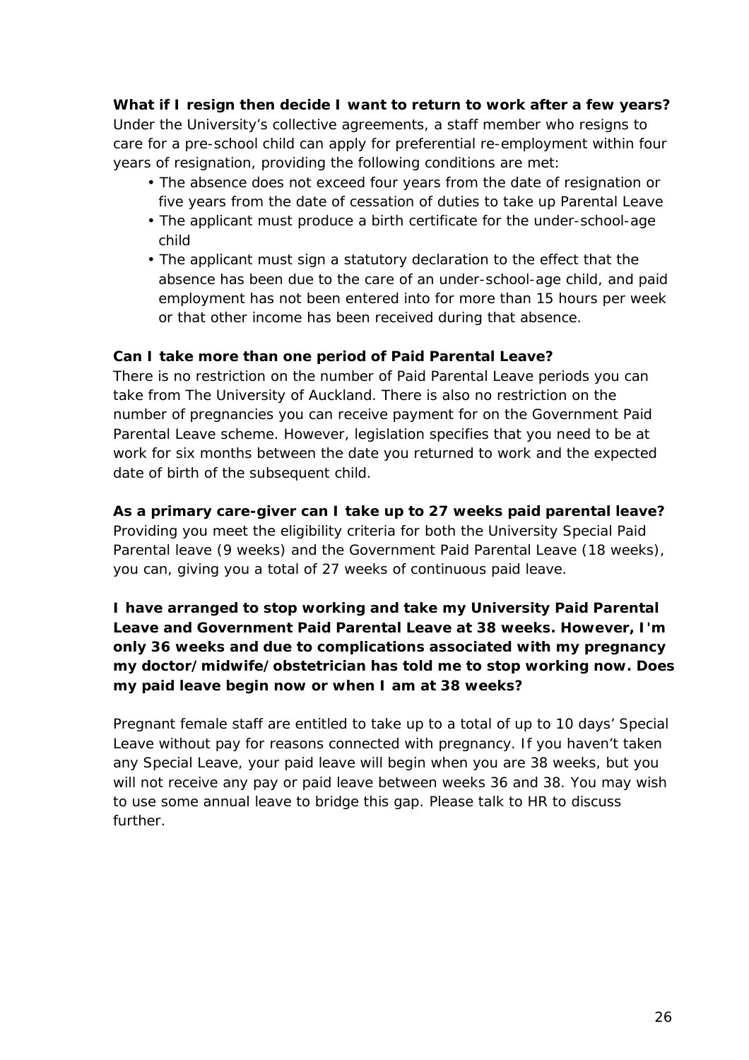**What if I resign then decide I want to return to work after a few years?**
Under the University's collective agreements, a staff member who resigns to care for a pre-school child can apply for preferential re-employment within four years of resignation, providing the following conditions are met:

- The absence does not exceed four years from the date of resignation or five years from the date of cessation of duties to take up Parental Leave
- The applicant must produce a birth certificate for the under-school-age child
- The applicant must sign a statutory declaration to the effect that the absence has been due to the care of an under-school-age child, and paid employment has not been entered into for more than 15 hours per week or that other income has been received during that absence.

**Can I take more than one period of Paid Parental Leave?**
There is no restriction on the number of Paid Parental Leave periods you can take from The University of Auckland. There is also no restriction on the number of pregnancies you can receive payment for on the Government Paid Parental Leave scheme. However, legislation specifies that you need to be at work for six months between the date you returned to work and the expected date of birth of the subsequent child.

**As a primary care-giver can I take up to 27 weeks paid parental leave?**
Providing you meet the eligibility criteria for both the University Special Paid Parental leave (9 weeks) and the Government Paid Parental Leave (18 weeks), you can, giving you a total of 27 weeks of continuous paid leave.

**I have arranged to stop working and take my University Paid Parental Leave and Government Paid Parental Leave at 38 weeks. However, I'm only 36 weeks and due to complications associated with my pregnancy my doctor/midwife/obstetrician has told me to stop working now. Does my paid leave begin now or when I am at 38 weeks?**

Pregnant female staff are entitled to take up to a total of up to 10 days' Special Leave without pay for reasons connected with pregnancy. If you haven't taken any Special Leave, your paid leave will begin when you are 38 weeks, but you will not receive any pay or paid leave between weeks 36 and 38. You may wish to use some annual leave to bridge this gap. Please talk to HR to discuss further.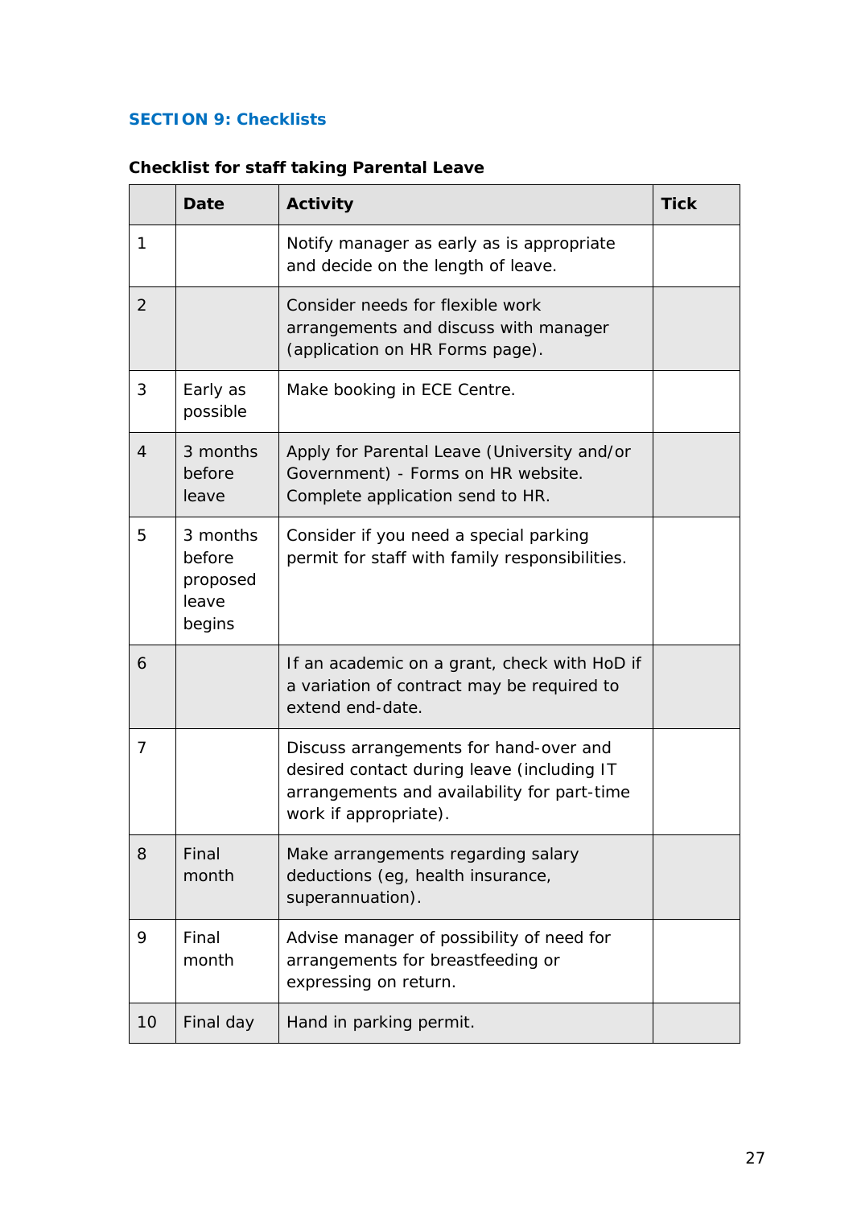## SECTION 9: Checklists

### Checklist for staff taking Parental Leave

| | Date | Activity | Tick |
|---|---|---|---|
| 1 | | Notify manager as early as is appropriate and decide on the length of leave. | |
| 2 | | Consider needs for flexible work arrangements and discuss with manager (application on HR Forms page). | |
| 3 | Early as possible | Make booking in ECE Centre. | |
| 4 | 3 months before leave | Apply for Parental Leave (University and/or Government) - Forms on HR website. Complete application send to HR. | |
| 5 | 3 months before proposed leave begins | Consider if you need a special parking permit for staff with family responsibilities. | |
| 6 | | If an academic on a grant, check with HoD if a variation of contract may be required to extend end-date. | |
| 7 | | Discuss arrangements for hand-over and desired contact during leave (including IT arrangements and availability for part-time work if appropriate). | |
| 8 | Final month | Make arrangements regarding salary deductions (eg, health insurance, superannuation). | |
| 9 | Final month | Advise manager of possibility of need for arrangements for breastfeeding or expressing on return. | |
| 10 | Final day | Hand in parking permit. | |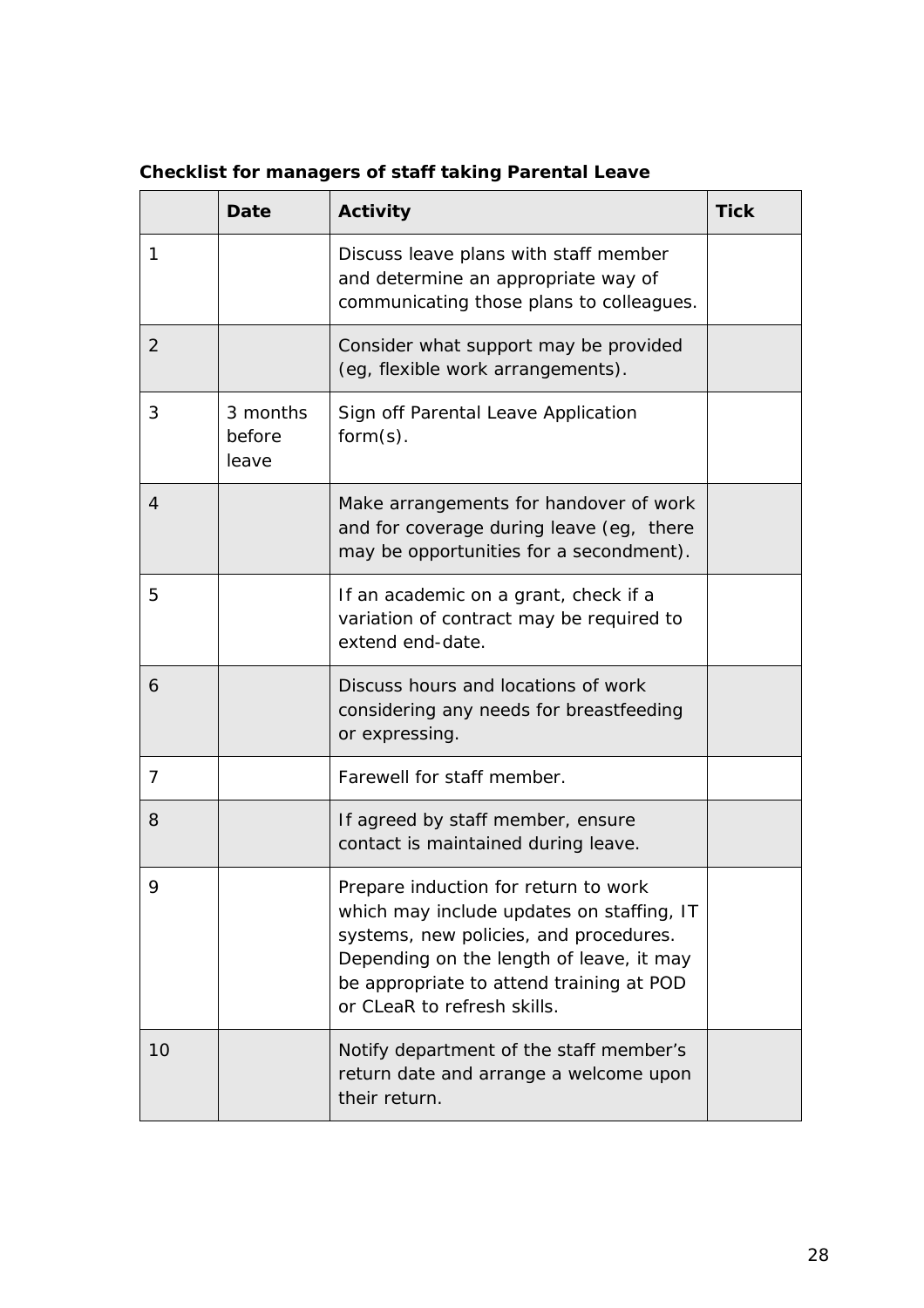**Checklist for managers of staff taking Parental Leave**

| | Date | Activity | Tick |
|---|---|---|---|
| 1 | | Discuss leave plans with staff member and determine an appropriate way of communicating those plans to colleagues. | |
| 2 | | Consider what support may be provided (eg, flexible work arrangements). | |
| 3 | 3 months before leave | Sign off Parental Leave Application form(s). | |
| 4 | | Make arrangements for handover of work and for coverage during leave (eg, there may be opportunities for a secondment). | |
| 5 | | If an academic on a grant, check if a variation of contract may be required to extend end-date. | |
| 6 | | Discuss hours and locations of work considering any needs for breastfeeding or expressing. | |
| 7 | | Farewell for staff member. | |
| 8 | | If agreed by staff member, ensure contact is maintained during leave. | |
| 9 | | Prepare induction for return to work which may include updates on staffing, IT systems, new policies, and procedures. Depending on the length of leave, it may be appropriate to attend training at POD or CLeaR to refresh skills. | |
| 10 | | Notify department of the staff member's return date and arrange a welcome upon their return. | |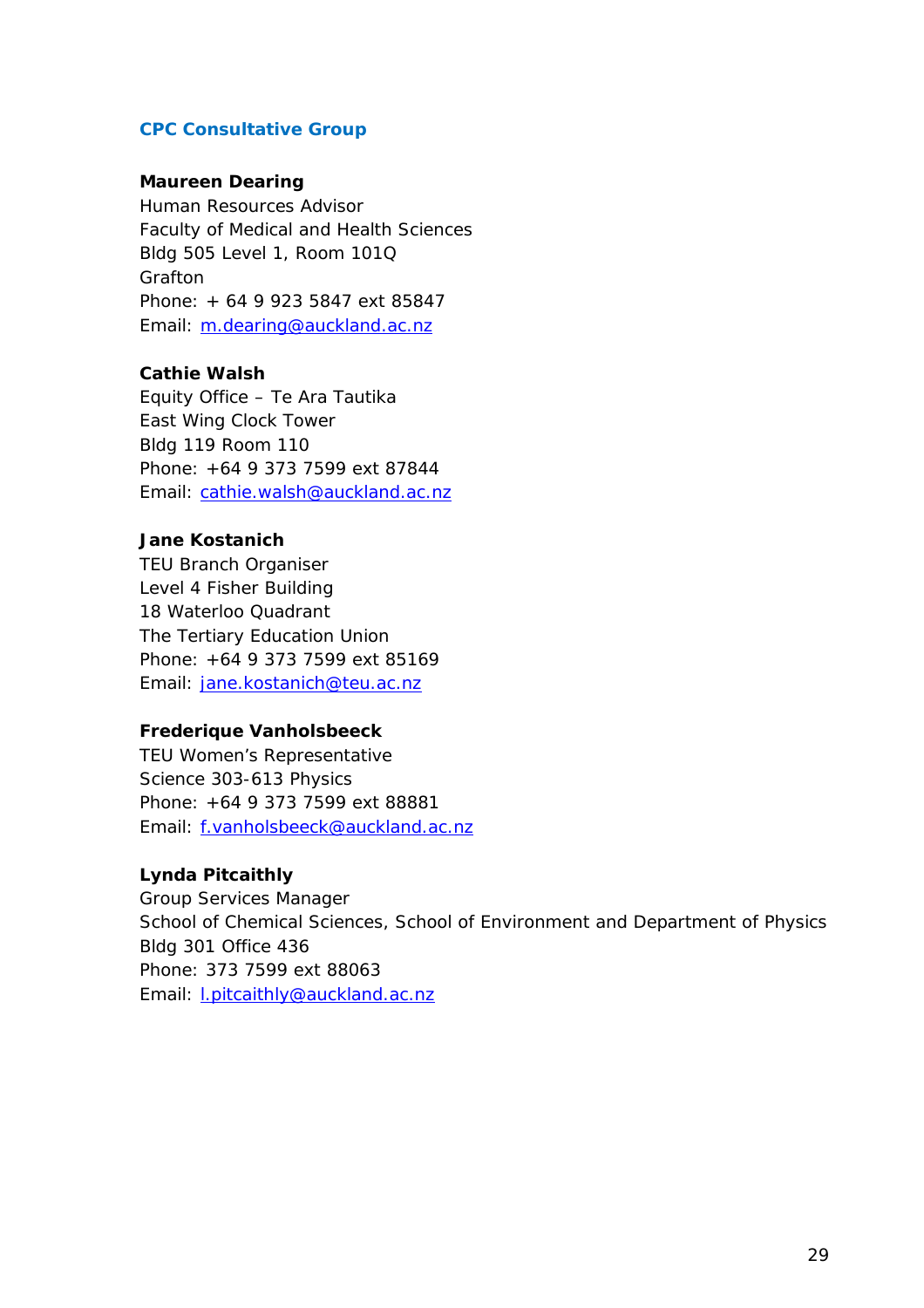## CPC Consultative Group

**Maureen Dearing**
Human Resources Advisor
Faculty of Medical and Health Sciences
Bldg 505 Level 1, Room 101Q
Grafton
Phone: + 64 9 923 5847 ext 85847
Email: m.dearing@auckland.ac.nz

**Cathie Walsh**
Equity Office – Te Ara Tautika
East Wing Clock Tower
Bldg 119 Room 110
Phone: +64 9 373 7599 ext 87844
Email: cathie.walsh@auckland.ac.nz

**Jane Kostanich**
TEU Branch Organiser
Level 4 Fisher Building
18 Waterloo Quadrant
The Tertiary Education Union
Phone: +64 9 373 7599 ext 85169
Email: jane.kostanich@teu.ac.nz

**Frederique Vanholsbeeck**
TEU Women's Representative
Science 303-613 Physics
Phone: +64 9 373 7599 ext 88881
Email: f.vanholsbeeck@auckland.ac.nz

**Lynda Pitcaithly**
Group Services Manager
School of Chemical Sciences, School of Environment and Department of Physics
Bldg 301 Office 436
Phone: 373 7599 ext 88063
Email: l.pitcaithly@auckland.ac.nz